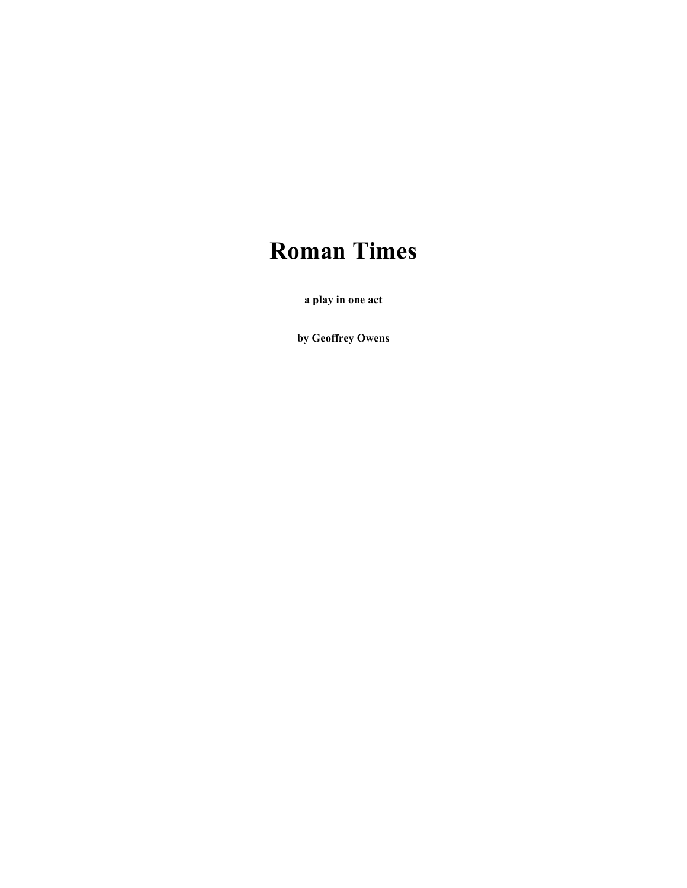# Roman Times

**a play in one act**

**by Geoffrey Owens**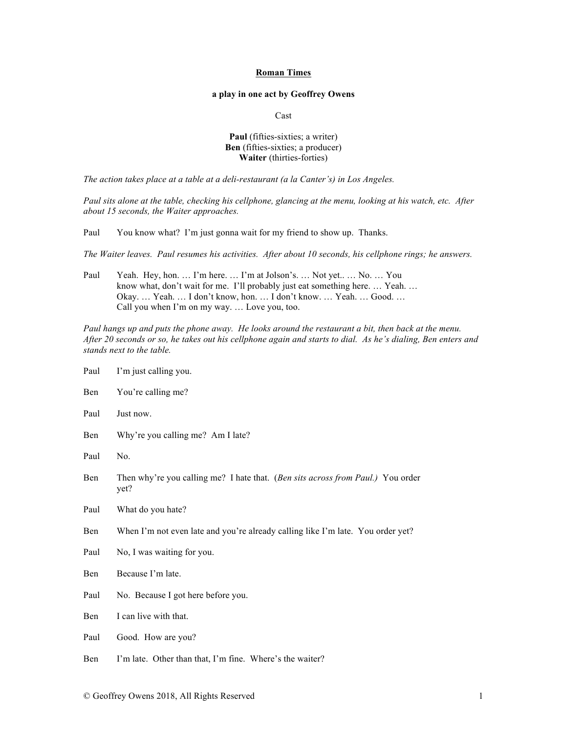**Roman Times**

**a play in one act by Geoffrey Owens**

Cast

**Paul** (fifties-sixties; a writer)
**Ben** (fifties-sixties; a producer)
**Waiter** (thirties-forties)

*The action takes place at a table at a deli-restaurant (a la Canter's) in Los Angeles.*

*Paul sits alone at the table, checking his cellphone, glancing at the menu, looking at his watch, etc. After about 15 seconds, the Waiter approaches.*

Paul  You know what? I'm just gonna wait for my friend to show up. Thanks.

*The Waiter leaves. Paul resumes his activities. After about 10 seconds, his cellphone rings; he answers.*

Paul  Yeah. Hey, hon. … I'm here. … I'm at Jolson's. … Not yet.. … No. … You know what, don't wait for me. I'll probably just eat something here. … Yeah. … Okay. … Yeah. … I don't know, hon. … I don't know. … Yeah. … Good. … Call you when I'm on my way. … Love you, too.

*Paul hangs up and puts the phone away. He looks around the restaurant a bit, then back at the menu. After 20 seconds or so, he takes out his cellphone again and starts to dial. As he's dialing, Ben enters and stands next to the table.*

Paul  I'm just calling you.

Ben  You're calling me?

Paul  Just now.

Ben  Why're you calling me? Am I late?

Paul  No.

Ben  Then why're you calling me? I hate that. (*Ben sits across from Paul.*) You order yet?

Paul  What do you hate?

Ben  When I'm not even late and you're already calling like I'm late. You order yet?

Paul  No, I was waiting for you.

Ben  Because I'm late.

Paul  No. Because I got here before you.

Ben  I can live with that.

Paul  Good. How are you?

Ben  I'm late. Other than that, I'm fine. Where's the waiter?

© Geoffrey Owens 2018, All Rights Reserved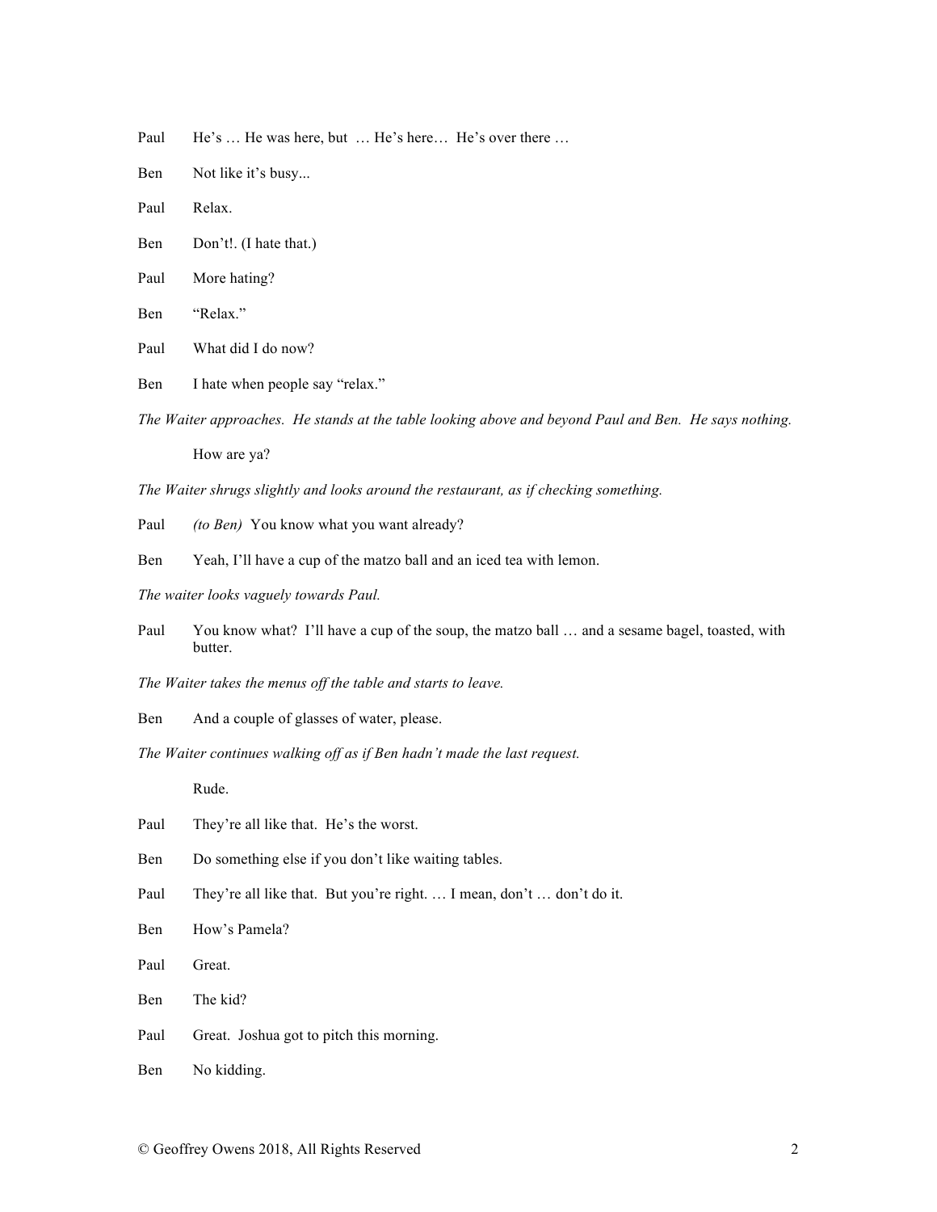Paul He's … He was here, but … He's here… He's over there …

Ben Not like it's busy...

Paul Relax.

Ben Don't!. (I hate that.)

Paul More hating?

Ben "Relax."

Paul What did I do now?

Ben I hate when people say "relax."

*The Waiter approaches. He stands at the table looking above and beyond Paul and Ben. He says nothing.*

How are ya?

*The Waiter shrugs slightly and looks around the restaurant, as if checking something.*

Paul *(to Ben)* You know what you want already?

Ben Yeah, I'll have a cup of the matzo ball and an iced tea with lemon.

*The waiter looks vaguely towards Paul.*

Paul You know what? I'll have a cup of the soup, the matzo ball … and a sesame bagel, toasted, with butter.

*The Waiter takes the menus off the table and starts to leave.*

Ben And a couple of glasses of water, please.

*The Waiter continues walking off as if Ben hadn't made the last request.*

Rude.

Paul They're all like that. He's the worst.

Ben Do something else if you don't like waiting tables.

Paul They're all like that. But you're right. … I mean, don't … don't do it.

Ben How's Pamela?

Paul Great.

Ben The kid?

Paul Great. Joshua got to pitch this morning.

Ben No kidding.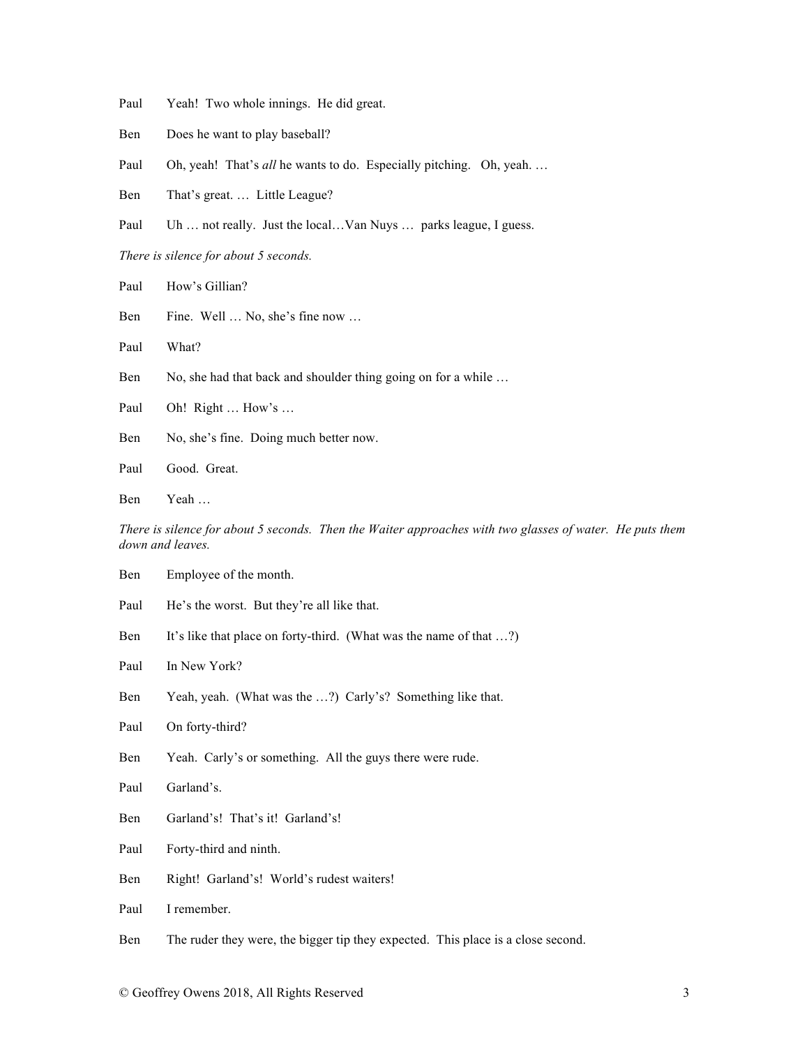Paul Yeah! Two whole innings. He did great.

Ben Does he want to play baseball?

Paul Oh, yeah! That's *all* he wants to do. Especially pitching. Oh, yeah. …

Ben That's great. … Little League?

Paul Uh … not really. Just the local…Van Nuys … parks league, I guess.

*There is silence for about 5 seconds.*

Paul How's Gillian?

Ben Fine. Well … No, she's fine now …

Paul What?

Ben No, she had that back and shoulder thing going on for a while …

Paul Oh! Right … How's …

Ben No, she's fine. Doing much better now.

Paul Good. Great.

Ben Yeah …

*There is silence for about 5 seconds. Then the Waiter approaches with two glasses of water. He puts them down and leaves.*

Ben Employee of the month.

Paul He's the worst. But they're all like that.

Ben It's like that place on forty-third. (What was the name of that …?)

Paul In New York?

Ben Yeah, yeah. (What was the …?) Carly's? Something like that.

Paul On forty-third?

Ben Yeah. Carly's or something. All the guys there were rude.

Paul Garland's.

Ben Garland's! That's it! Garland's!

Paul Forty-third and ninth.

Ben Right! Garland's! World's rudest waiters!

Paul I remember.

Ben The ruder they were, the bigger tip they expected. This place is a close second.

© Geoffrey Owens 2018, All Rights Reserved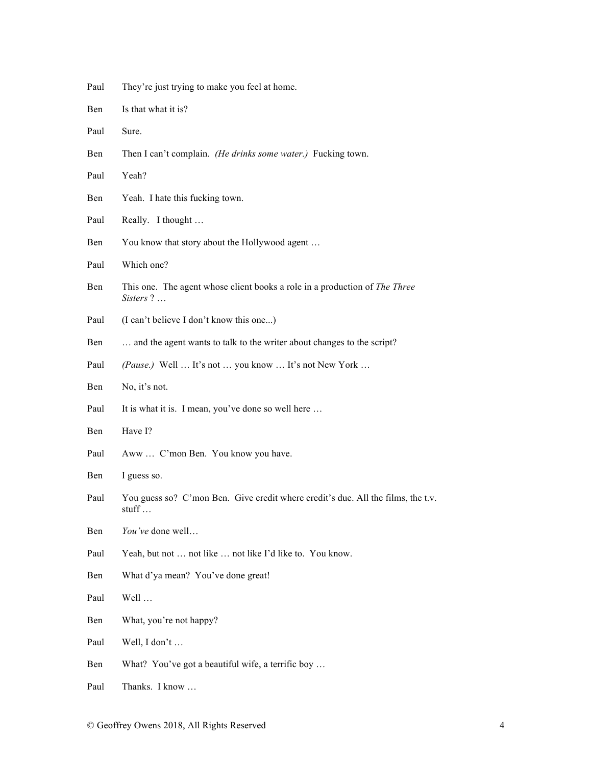Paul They're just trying to make you feel at home.

Ben Is that what it is?

Paul Sure.

Ben Then I can't complain. *(He drinks some water.)* Fucking town.

Paul Yeah?

Ben Yeah. I hate this fucking town.

Paul Really. I thought …

Ben You know that story about the Hollywood agent …

Paul Which one?

Ben This one. The agent whose client books a role in a production of *The Three Sisters* ? …

Paul (I can't believe I don't know this one...)

Ben … and the agent wants to talk to the writer about changes to the script?

Paul *(Pause.)* Well … It's not … you know … It's not New York …

Ben No, it's not.

Paul It is what it is. I mean, you've done so well here …

Ben Have I?

Paul Aww … C'mon Ben. You know you have.

Ben I guess so.

Paul You guess so? C'mon Ben. Give credit where credit's due. All the films, the t.v. stuff …

Ben *You've* done well…

Paul Yeah, but not … not like … not like I'd like to. You know.

Ben What d'ya mean? You've done great!

Paul Well …

Ben What, you're not happy?

Paul Well, I don't …

Ben What? You've got a beautiful wife, a terrific boy …

Paul Thanks. I know …

© Geoffrey Owens 2018, All Rights Reserved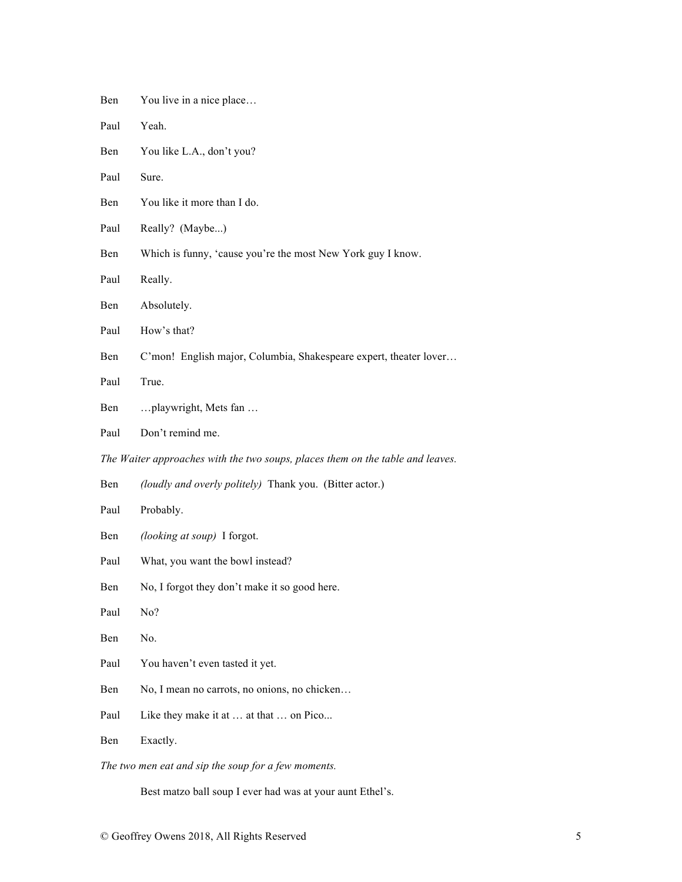Ben You live in a nice place…

Paul Yeah.

Ben You like L.A., don't you?

Paul Sure.

Ben You like it more than I do.

Paul Really? (Maybe...)

Ben Which is funny, 'cause you're the most New York guy I know.

Paul Really.

Ben Absolutely.

Paul How's that?

Ben C'mon! English major, Columbia, Shakespeare expert, theater lover…

Paul True.

Ben …playwright, Mets fan …

Paul Don't remind me.

*The Waiter approaches with the two soups, places them on the table and leaves.*

Ben *(loudly and overly politely)* Thank you. (Bitter actor.)

Paul Probably.

Ben *(looking at soup)* I forgot.

Paul What, you want the bowl instead?

Ben No, I forgot they don't make it so good here.

Paul No?

Ben No.

Paul You haven't even tasted it yet.

Ben No, I mean no carrots, no onions, no chicken…

Paul Like they make it at … at that … on Pico...

Ben Exactly.

*The two men eat and sip the soup for a few moments.*

Best matzo ball soup I ever had was at your aunt Ethel's.

© Geoffrey Owens 2018, All Rights Reserved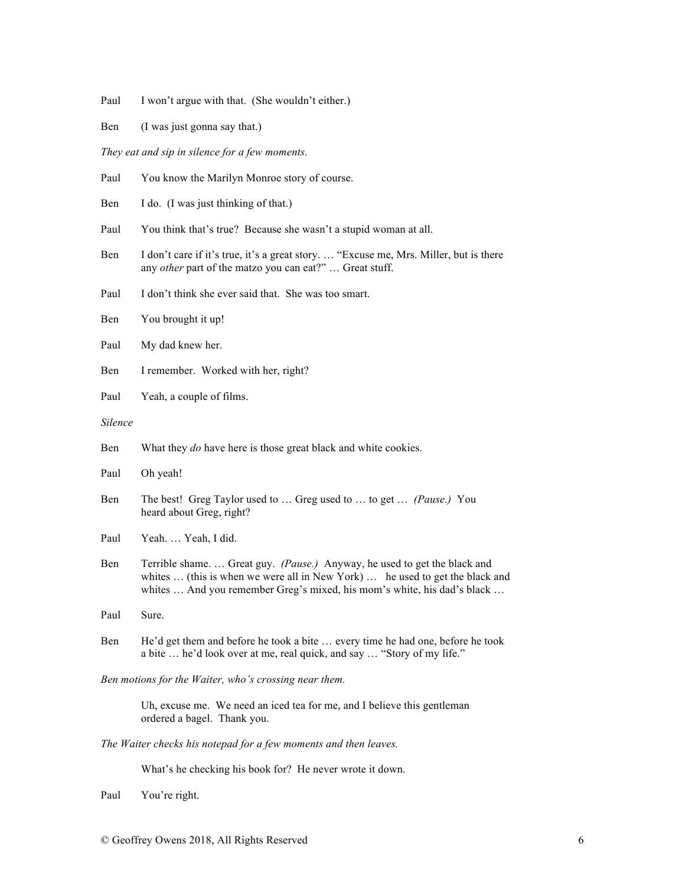Paul I won't argue with that. (She wouldn't either.)

Ben (I was just gonna say that.)

*They eat and sip in silence for a few moments.*

Paul You know the Marilyn Monroe story of course.

Ben I do. (I was just thinking of that.)

Paul You think that's true? Because she wasn't a stupid woman at all.

Ben I don't care if it's true, it's a great story. … "Excuse me, Mrs. Miller, but is there any *other* part of the matzo you can eat?" … Great stuff.

Paul I don't think she ever said that. She was too smart.

Ben You brought it up!

Paul My dad knew her.

Ben I remember. Worked with her, right?

Paul Yeah, a couple of films.

*Silence*

Ben What they *do* have here is those great black and white cookies.

Paul Oh yeah!

Ben The best! Greg Taylor used to … Greg used to … to get … *(Pause.)* You heard about Greg, right?

Paul Yeah. … Yeah, I did.

Ben Terrible shame. … Great guy. *(Pause.)* Anyway, he used to get the black and whites … (this is when we were all in New York) … he used to get the black and whites … And you remember Greg's mixed, his mom's white, his dad's black …

Paul Sure.

Ben He'd get them and before he took a bite … every time he had one, before he took a bite … he'd look over at me, real quick, and say … "Story of my life."

*Ben motions for the Waiter, who's crossing near them.*

Uh, excuse me. We need an iced tea for me, and I believe this gentleman ordered a bagel. Thank you.

*The Waiter checks his notepad for a few moments and then leaves.*

What's he checking his book for? He never wrote it down.

Paul You're right.

© Geoffrey Owens 2018, All Rights Reserved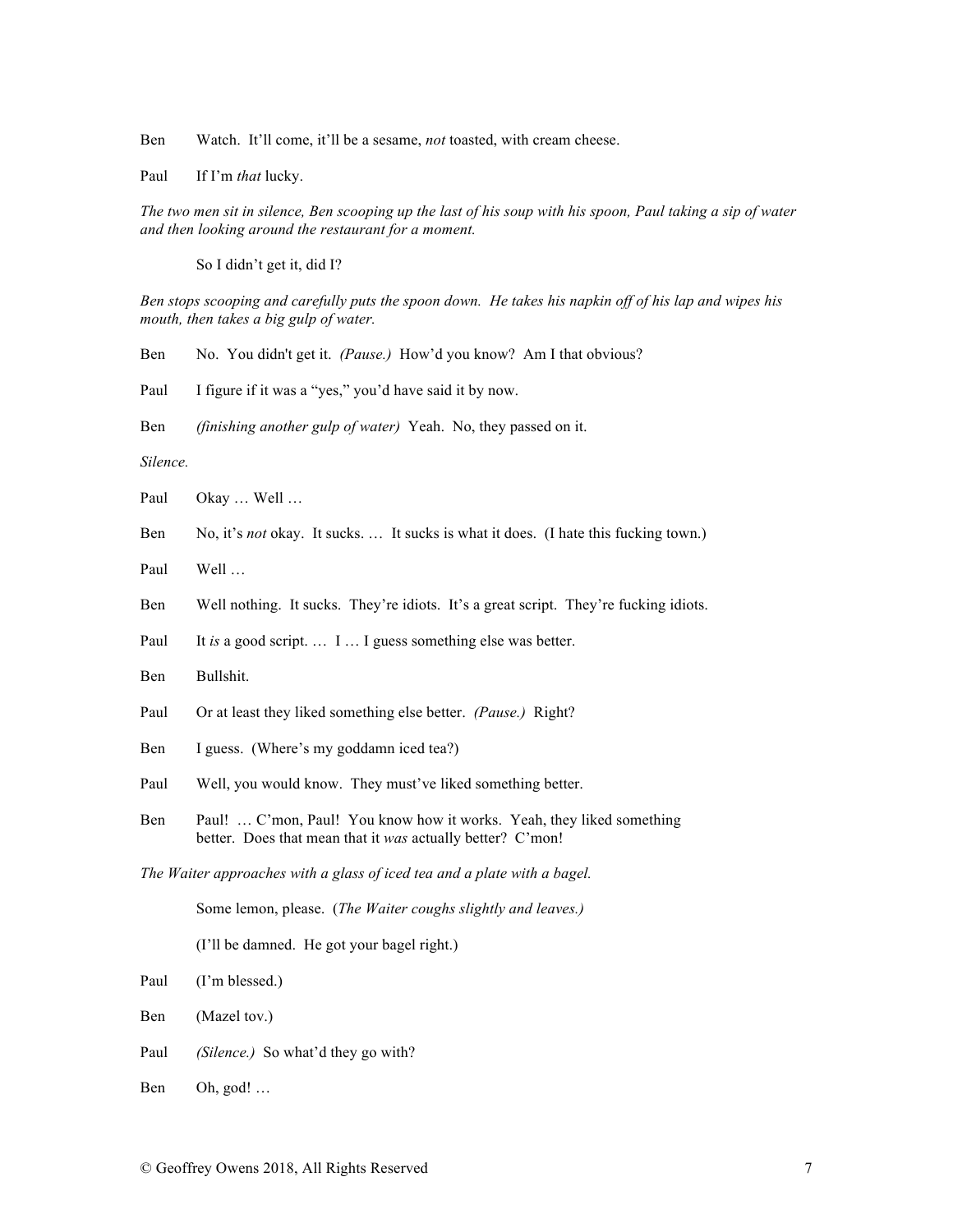Ben	Watch. It'll come, it'll be a sesame, *not* toasted, with cream cheese.

Paul	If I'm *that* lucky.

*The two men sit in silence, Ben scooping up the last of his soup with his spoon, Paul taking a sip of water and then looking around the restaurant for a moment.*

So I didn't get it, did I?

*Ben stops scooping and carefully puts the spoon down. He takes his napkin off of his lap and wipes his mouth, then takes a big gulp of water.*

Ben	No. You didn't get it. *(Pause.)* How'd you know? Am I that obvious?

Paul	I figure if it was a "yes," you'd have said it by now.

Ben	*(finishing another gulp of water)* Yeah. No, they passed on it.

*Silence.*

Paul	Okay … Well …

Ben	No, it's *not* okay. It sucks. … It sucks is what it does. (I hate this fucking town.)

Paul	Well …

Ben	Well nothing. It sucks. They're idiots. It's a great script. They're fucking idiots.

Paul	It *is* a good script. … I … I guess something else was better.

Ben	Bullshit.

Paul	Or at least they liked something else better. *(Pause.)* Right?

Ben	I guess. (Where's my goddamn iced tea?)

Paul	Well, you would know. They must've liked something better.

Ben	Paul! … C'mon, Paul! You know how it works. Yeah, they liked something better. Does that mean that it *was* actually better? C'mon!

*The Waiter approaches with a glass of iced tea and a plate with a bagel.*

Some lemon, please. (*The Waiter coughs slightly and leaves.)*

(I'll be damned. He got your bagel right.)

Paul	(I'm blessed.)

Ben	(Mazel tov.)

Paul	*(Silence.)* So what'd they go with?

Ben	Oh, god! …

© Geoffrey Owens 2018, All Rights Reserved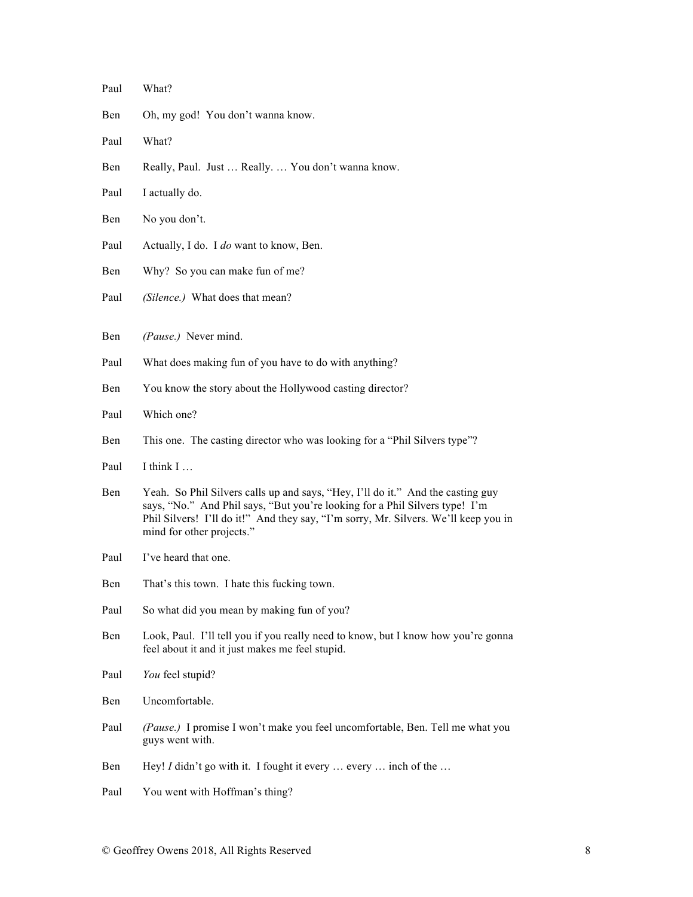Paul What?

Ben Oh, my god! You don't wanna know.

Paul What?

Ben Really, Paul. Just … Really. … You don't wanna know.

Paul I actually do.

Ben No you don't.

Paul Actually, I do. I *do* want to know, Ben.

Ben Why? So you can make fun of me?

Paul *(Silence.)* What does that mean?

Ben *(Pause.)* Never mind.

Paul What does making fun of you have to do with anything?

Ben You know the story about the Hollywood casting director?

Paul Which one?

Ben This one. The casting director who was looking for a "Phil Silvers type"?

Paul I think I …

Ben Yeah. So Phil Silvers calls up and says, "Hey, I'll do it." And the casting guy says, "No." And Phil says, "But you're looking for a Phil Silvers type! I'm Phil Silvers! I'll do it!" And they say, "I'm sorry, Mr. Silvers. We'll keep you in mind for other projects."

Paul I've heard that one.

Ben That's this town. I hate this fucking town.

Paul So what did you mean by making fun of you?

Ben Look, Paul. I'll tell you if you really need to know, but I know how you're gonna feel about it and it just makes me feel stupid.

Paul *You* feel stupid?

Ben Uncomfortable.

Paul *(Pause.)* I promise I won't make you feel uncomfortable, Ben. Tell me what you guys went with.

Ben Hey! *I* didn't go with it. I fought it every … every … inch of the …

Paul You went with Hoffman's thing?

© Geoffrey Owens 2018, All Rights Reserved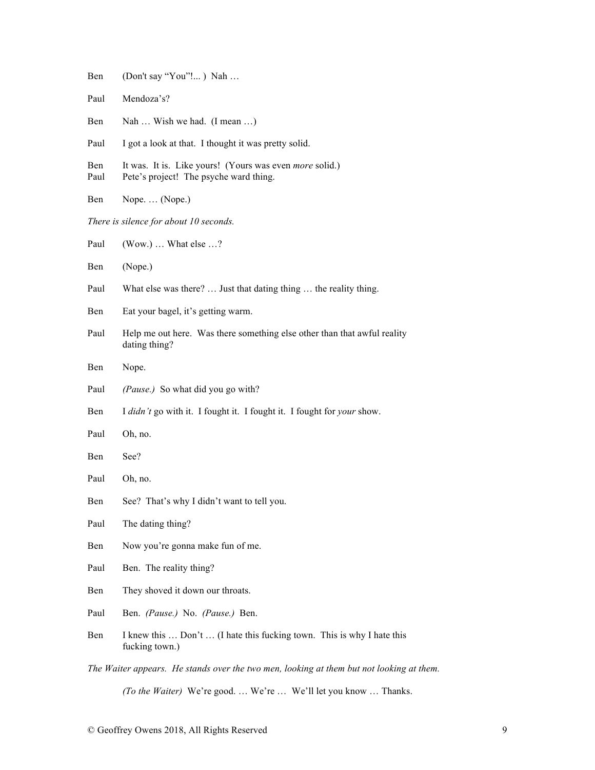Ben (Don't say "You"!... ) Nah …

Paul Mendoza's?

Ben Nah … Wish we had. (I mean …)

Paul I got a look at that. I thought it was pretty solid.

Ben It was. It is. Like yours! (Yours was even *more* solid.)
Paul Pete's project! The psyche ward thing.

Ben Nope. … (Nope.)

*There is silence for about 10 seconds.*

Paul (Wow.) … What else …?

Ben (Nope.)

Paul What else was there? … Just that dating thing … the reality thing.

Ben Eat your bagel, it's getting warm.

Paul Help me out here. Was there something else other than that awful reality dating thing?

Ben Nope.

Paul *(Pause.)* So what did you go with?

Ben I *didn't* go with it. I fought it. I fought it. I fought for *your* show.

Paul Oh, no.

Ben See?

Paul Oh, no.

Ben See? That's why I didn't want to tell you.

Paul The dating thing?

Ben Now you're gonna make fun of me.

Paul Ben. The reality thing?

Ben They shoved it down our throats.

Paul Ben. *(Pause.)* No. *(Pause.)* Ben.

Ben I knew this … Don't … (I hate this fucking town. This is why I hate this fucking town.)

*The Waiter appears. He stands over the two men, looking at them but not looking at them.*

*(To the Waiter)* We're good. … We're … We'll let you know … Thanks.

© Geoffrey Owens 2018, All Rights Reserved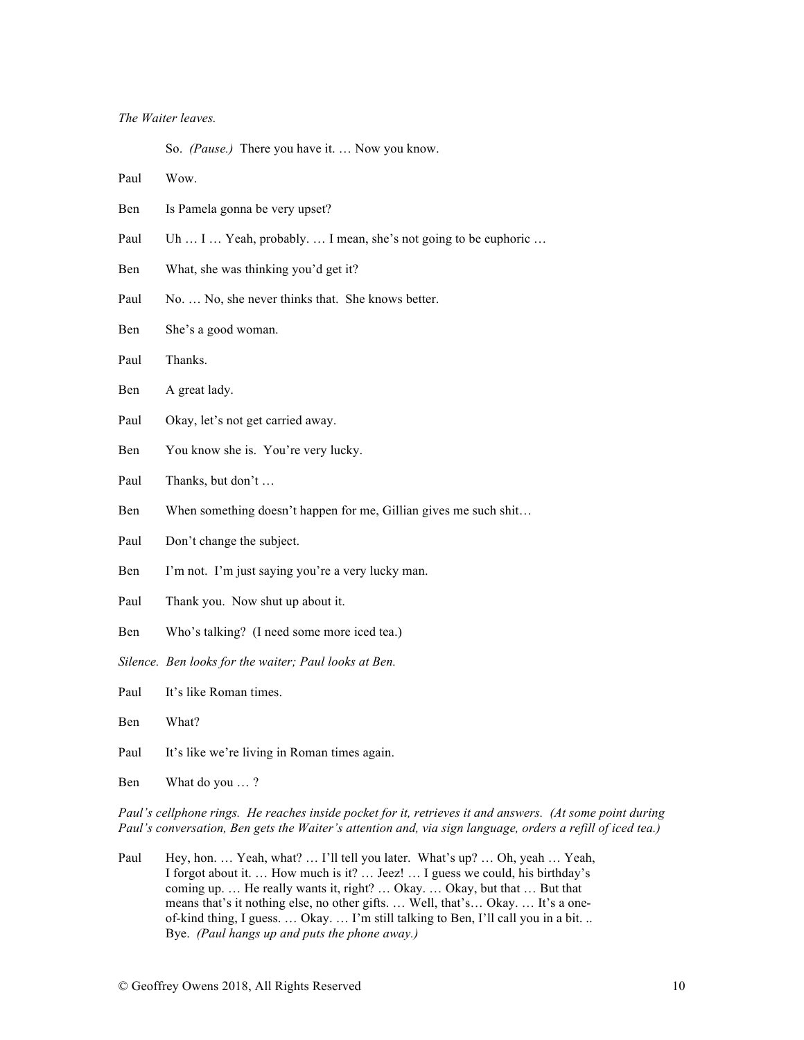*The Waiter leaves.*

So. *(Pause.)* There you have it. … Now you know.

Paul  Wow.

Ben  Is Pamela gonna be very upset?

Paul  Uh … I … Yeah, probably. … I mean, she's not going to be euphoric …

Ben  What, she was thinking you'd get it?

Paul  No. … No, she never thinks that. She knows better.

Ben  She's a good woman.

Paul  Thanks.

Ben  A great lady.

Paul  Okay, let's not get carried away.

Ben  You know she is. You're very lucky.

Paul  Thanks, but don't …

Ben  When something doesn't happen for me, Gillian gives me such shit…

Paul  Don't change the subject.

Ben  I'm not. I'm just saying you're a very lucky man.

Paul  Thank you. Now shut up about it.

Ben  Who's talking? (I need some more iced tea.)

*Silence. Ben looks for the waiter; Paul looks at Ben.*

Paul  It's like Roman times.

Ben  What?

Paul  It's like we're living in Roman times again.

Ben  What do you … ?

*Paul's cellphone rings. He reaches inside pocket for it, retrieves it and answers. (At some point during Paul's conversation, Ben gets the Waiter's attention and, via sign language, orders a refill of iced tea.)*

Paul  Hey, hon. … Yeah, what? … I'll tell you later. What's up? … Oh, yeah … Yeah, I forgot about it. … How much is it? … Jeez! … I guess we could, his birthday's coming up. … He really wants it, right? … Okay. … Okay, but that … But that means that's it nothing else, no other gifts. … Well, that's… Okay. … It's a one-of-kind thing, I guess. … Okay. … I'm still talking to Ben, I'll call you in a bit. .. Bye. *(Paul hangs up and puts the phone away.)*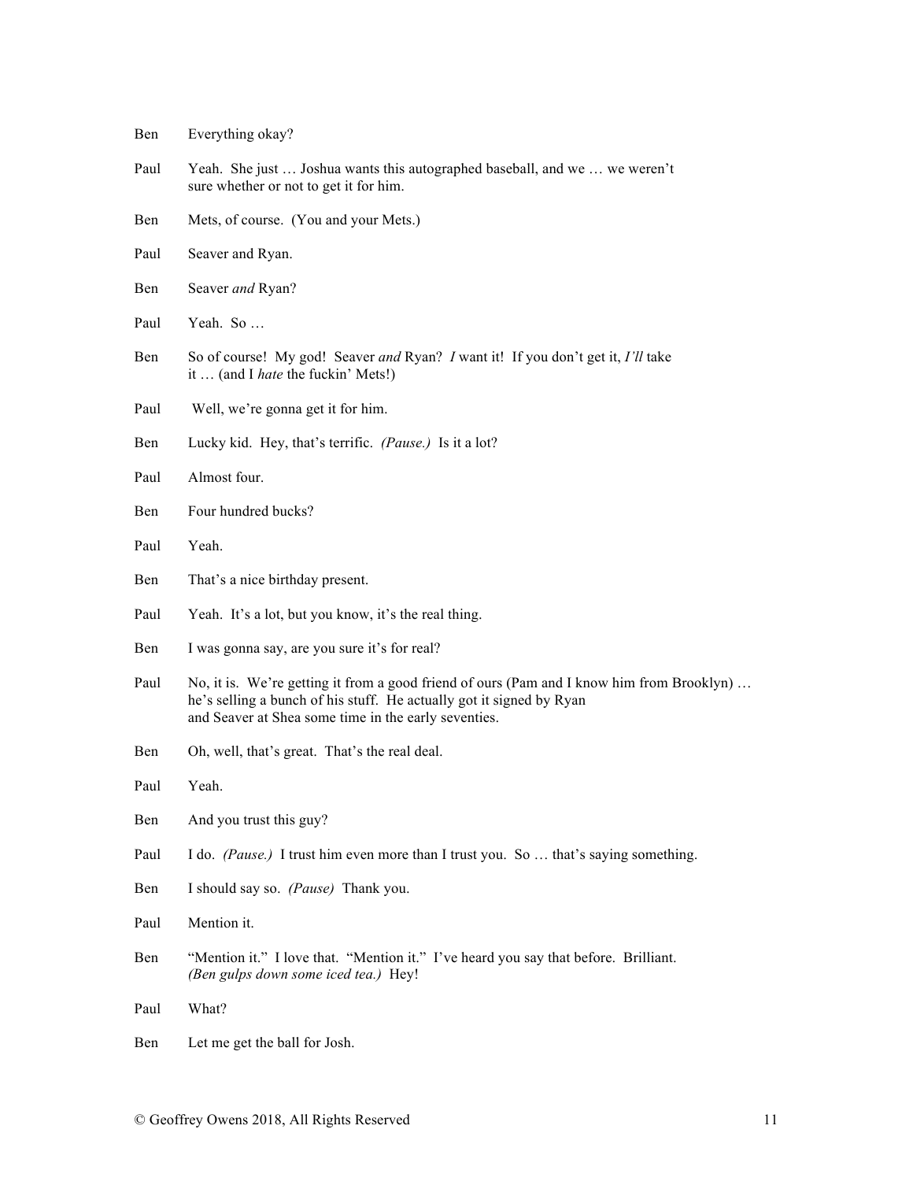Ben Everything okay?

Paul Yeah. She just … Joshua wants this autographed baseball, and we … we weren't sure whether or not to get it for him.

Ben Mets, of course. (You and your Mets.)

Paul Seaver and Ryan.

Ben Seaver *and* Ryan?

Paul Yeah. So …

Ben So of course! My god! Seaver *and* Ryan? *I* want it! If you don't get it, *I'll* take it … (and I *hate* the fuckin' Mets!)

Paul Well, we're gonna get it for him.

Ben Lucky kid. Hey, that's terrific. *(Pause.)* Is it a lot?

Paul Almost four.

Ben Four hundred bucks?

Paul Yeah.

Ben That's a nice birthday present.

Paul Yeah. It's a lot, but you know, it's the real thing.

Ben I was gonna say, are you sure it's for real?

Paul No, it is. We're getting it from a good friend of ours (Pam and I know him from Brooklyn) … he's selling a bunch of his stuff. He actually got it signed by Ryan and Seaver at Shea some time in the early seventies.

Ben Oh, well, that's great. That's the real deal.

Paul Yeah.

Ben And you trust this guy?

Paul I do. *(Pause.)* I trust him even more than I trust you. So … that's saying something.

Ben I should say so. *(Pause)* Thank you.

Paul Mention it.

Ben "Mention it." I love that. "Mention it." I've heard you say that before. Brilliant. *(Ben gulps down some iced tea.)* Hey!

Paul What?

Ben Let me get the ball for Josh.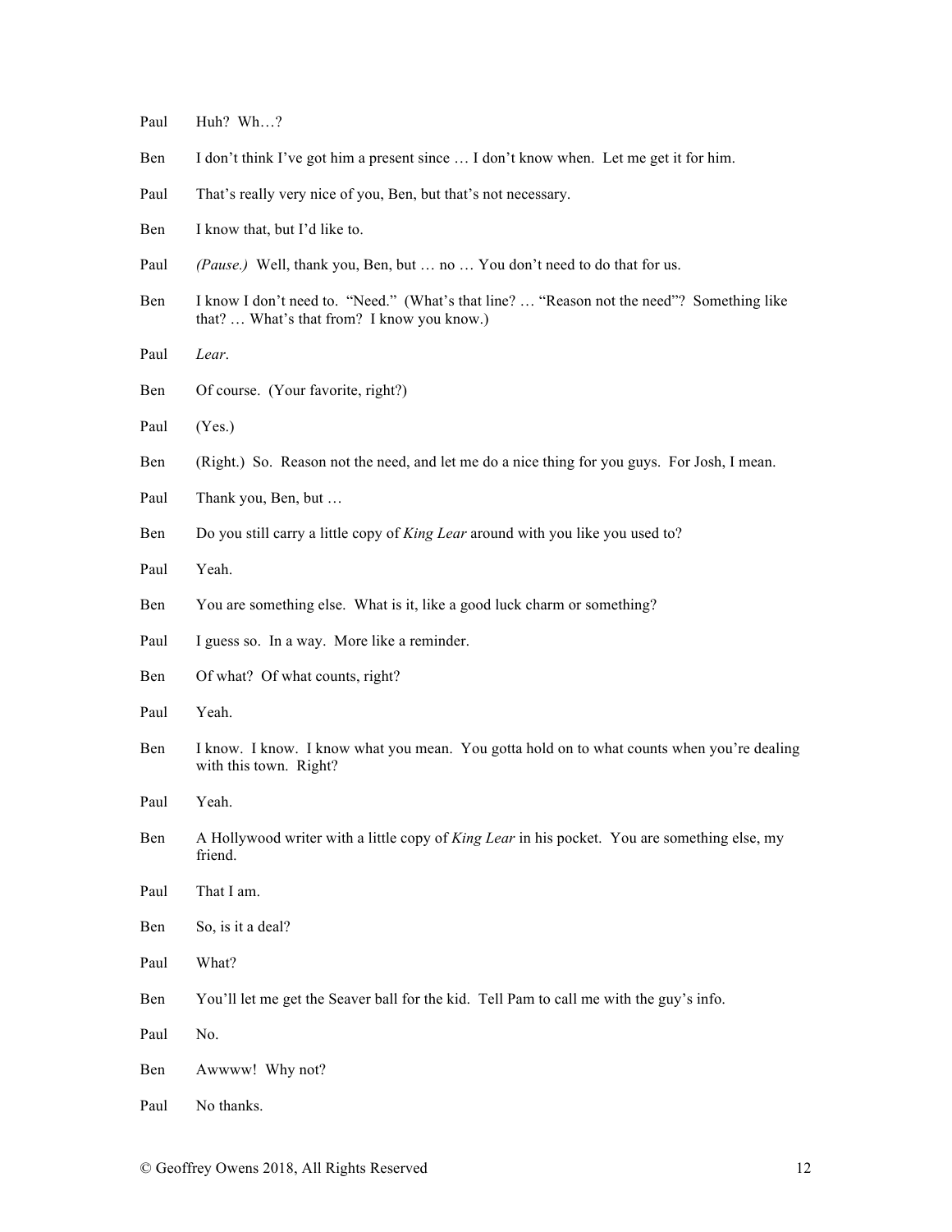Paul Huh? Wh…?

Ben I don't think I've got him a present since … I don't know when. Let me get it for him.

Paul That's really very nice of you, Ben, but that's not necessary.

Ben I know that, but I'd like to.

Paul *(Pause.)* Well, thank you, Ben, but … no … You don't need to do that for us.

Ben I know I don't need to. "Need." (What's that line? … "Reason not the need"? Something like that? … What's that from? I know you know.)

Paul *Lear*.

Ben Of course. (Your favorite, right?)

Paul (Yes.)

Ben (Right.) So. Reason not the need, and let me do a nice thing for you guys. For Josh, I mean.

Paul Thank you, Ben, but …

Ben Do you still carry a little copy of *King Lear* around with you like you used to?

Paul Yeah.

Ben You are something else. What is it, like a good luck charm or something?

Paul I guess so. In a way. More like a reminder.

Ben Of what? Of what counts, right?

Paul Yeah.

Ben I know. I know. I know what you mean. You gotta hold on to what counts when you're dealing with this town. Right?

Paul Yeah.

Ben A Hollywood writer with a little copy of *King Lear* in his pocket. You are something else, my friend.

Paul That I am.

Ben So, is it a deal?

Paul What?

Ben You'll let me get the Seaver ball for the kid. Tell Pam to call me with the guy's info.

Paul No.

Ben Awwww! Why not?

Paul No thanks.

© Geoffrey Owens 2018, All Rights Reserved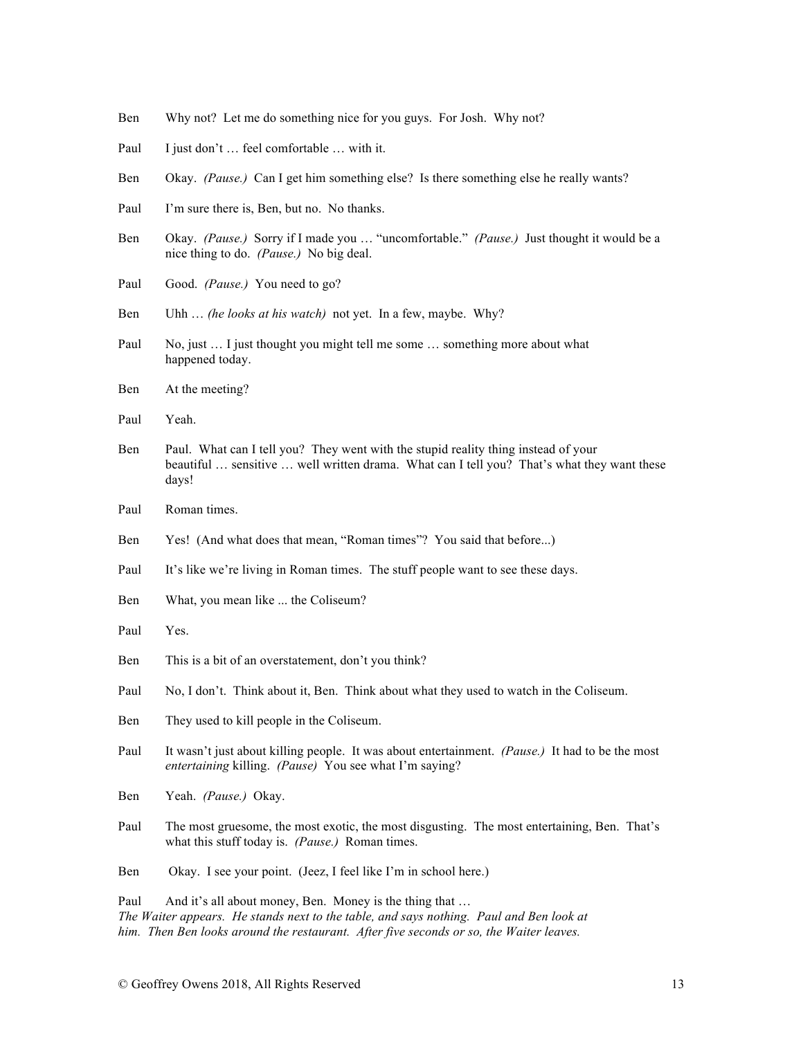Ben Why not? Let me do something nice for you guys. For Josh. Why not?

Paul I just don't … feel comfortable … with it.

Ben Okay. *(Pause.)* Can I get him something else? Is there something else he really wants?

Paul I'm sure there is, Ben, but no. No thanks.

Ben Okay. *(Pause.)* Sorry if I made you … "uncomfortable." *(Pause.)* Just thought it would be a nice thing to do. *(Pause.)* No big deal.

Paul Good. *(Pause.)* You need to go?

Ben Uhh … *(he looks at his watch)* not yet. In a few, maybe. Why?

Paul No, just … I just thought you might tell me some … something more about what happened today.

Ben At the meeting?

Paul Yeah.

Ben Paul. What can I tell you? They went with the stupid reality thing instead of your beautiful … sensitive … well written drama. What can I tell you? That's what they want these days!

Paul Roman times.

Ben Yes! (And what does that mean, "Roman times"? You said that before...)

Paul It's like we're living in Roman times. The stuff people want to see these days.

Ben What, you mean like ... the Coliseum?

Paul Yes.

Ben This is a bit of an overstatement, don't you think?

Paul No, I don't. Think about it, Ben. Think about what they used to watch in the Coliseum.

Ben They used to kill people in the Coliseum.

Paul It wasn't just about killing people. It was about entertainment. *(Pause.)* It had to be the most *entertaining* killing. *(Pause)* You see what I'm saying?

Ben Yeah. *(Pause.)* Okay.

Paul The most gruesome, the most exotic, the most disgusting. The most entertaining, Ben. That's what this stuff today is. *(Pause.)* Roman times.

Ben Okay. I see your point. (Jeez, I feel like I'm in school here.)

Paul And it's all about money, Ben. Money is the thing that …

*The Waiter appears. He stands next to the table, and says nothing. Paul and Ben look at him. Then Ben looks around the restaurant. After five seconds or so, the Waiter leaves.*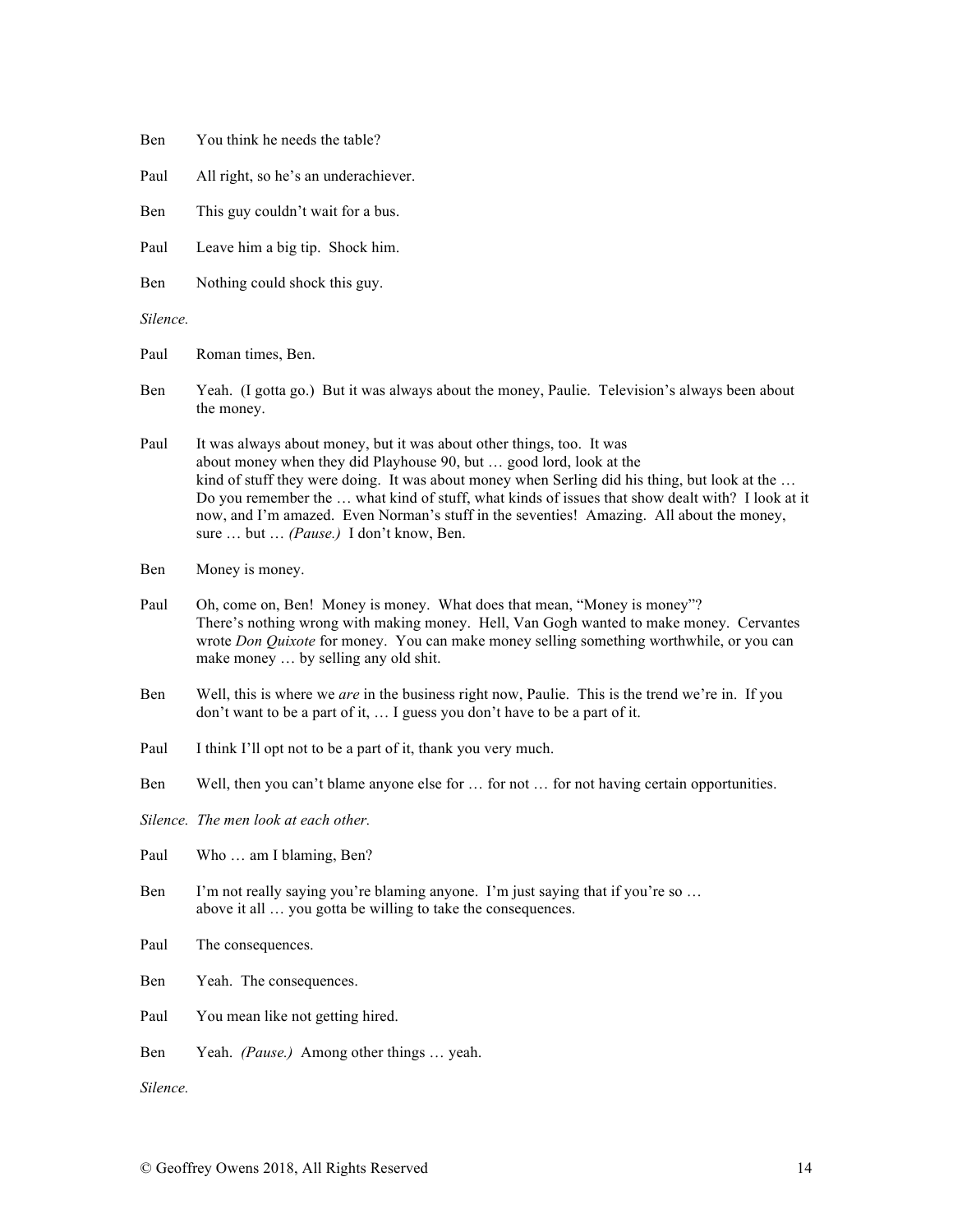Ben You think he needs the table?

Paul All right, so he's an underachiever.

Ben This guy couldn't wait for a bus.

Paul Leave him a big tip. Shock him.

Ben Nothing could shock this guy.

*Silence.*

Paul Roman times, Ben.

Ben Yeah. (I gotta go.) But it was always about the money, Paulie. Television's always been about the money.

Paul It was always about money, but it was about other things, too. It was about money when they did Playhouse 90, but … good lord, look at the kind of stuff they were doing. It was about money when Serling did his thing, but look at the … Do you remember the … what kind of stuff, what kinds of issues that show dealt with? I look at it now, and I'm amazed. Even Norman's stuff in the seventies! Amazing. All about the money, sure … but … *(Pause.)* I don't know, Ben.

Ben Money is money.

Paul Oh, come on, Ben! Money is money. What does that mean, "Money is money"? There's nothing wrong with making money. Hell, Van Gogh wanted to make money. Cervantes wrote *Don Quixote* for money. You can make money selling something worthwhile, or you can make money … by selling any old shit.

Ben Well, this is where we *are* in the business right now, Paulie. This is the trend we're in. If you don't want to be a part of it, … I guess you don't have to be a part of it.

Paul I think I'll opt not to be a part of it, thank you very much.

Ben Well, then you can't blame anyone else for … for not … for not having certain opportunities.

*Silence. The men look at each other.*

Paul Who … am I blaming, Ben?

Ben I'm not really saying you're blaming anyone. I'm just saying that if you're so … above it all … you gotta be willing to take the consequences.

Paul The consequences.

Ben Yeah. The consequences.

Paul You mean like not getting hired.

Ben Yeah. *(Pause.)* Among other things … yeah.

*Silence.*

© Geoffrey Owens 2018, All Rights Reserved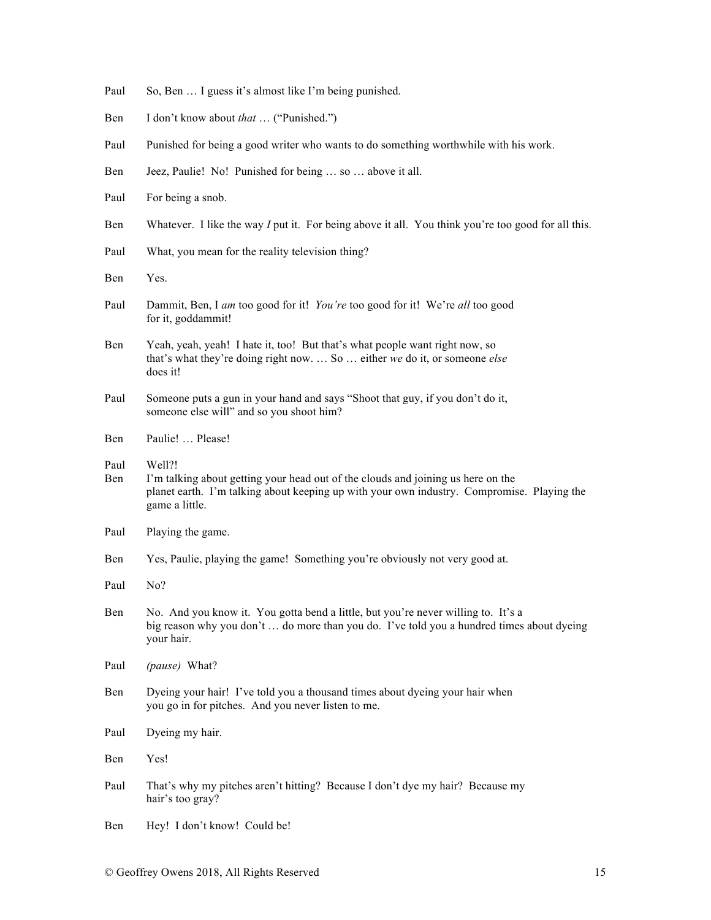Paul So, Ben … I guess it's almost like I'm being punished.

Ben I don't know about *that* … ("Punished.")

Paul Punished for being a good writer who wants to do something worthwhile with his work.

Ben Jeez, Paulie! No! Punished for being … so … above it all.

Paul For being a snob.

Ben Whatever. I like the way *I* put it. For being above it all. You think you're too good for all this.

Paul What, you mean for the reality television thing?

Ben Yes.

Paul Dammit, Ben, I *am* too good for it! *You're* too good for it! We're *all* too good for it, goddammit!

Ben Yeah, yeah, yeah! I hate it, too! But that's what people want right now, so that's what they're doing right now. … So … either *we* do it, or someone *else* does it!

Paul Someone puts a gun in your hand and says "Shoot that guy, if you don't do it, someone else will" and so you shoot him?

Ben Paulie! … Please!

Paul Well?!

Ben I'm talking about getting your head out of the clouds and joining us here on the planet earth. I'm talking about keeping up with your own industry. Compromise. Playing the game a little.

Paul Playing the game.

Ben Yes, Paulie, playing the game! Something you're obviously not very good at.

Paul No?

Ben No. And you know it. You gotta bend a little, but you're never willing to. It's a big reason why you don't … do more than you do. I've told you a hundred times about dyeing your hair.

Paul *(pause)* What?

Ben Dyeing your hair! I've told you a thousand times about dyeing your hair when you go in for pitches. And you never listen to me.

Paul Dyeing my hair.

Ben Yes!

Paul That's why my pitches aren't hitting? Because I don't dye my hair? Because my hair's too gray?

Ben Hey! I don't know! Could be!

© Geoffrey Owens 2018, All Rights Reserved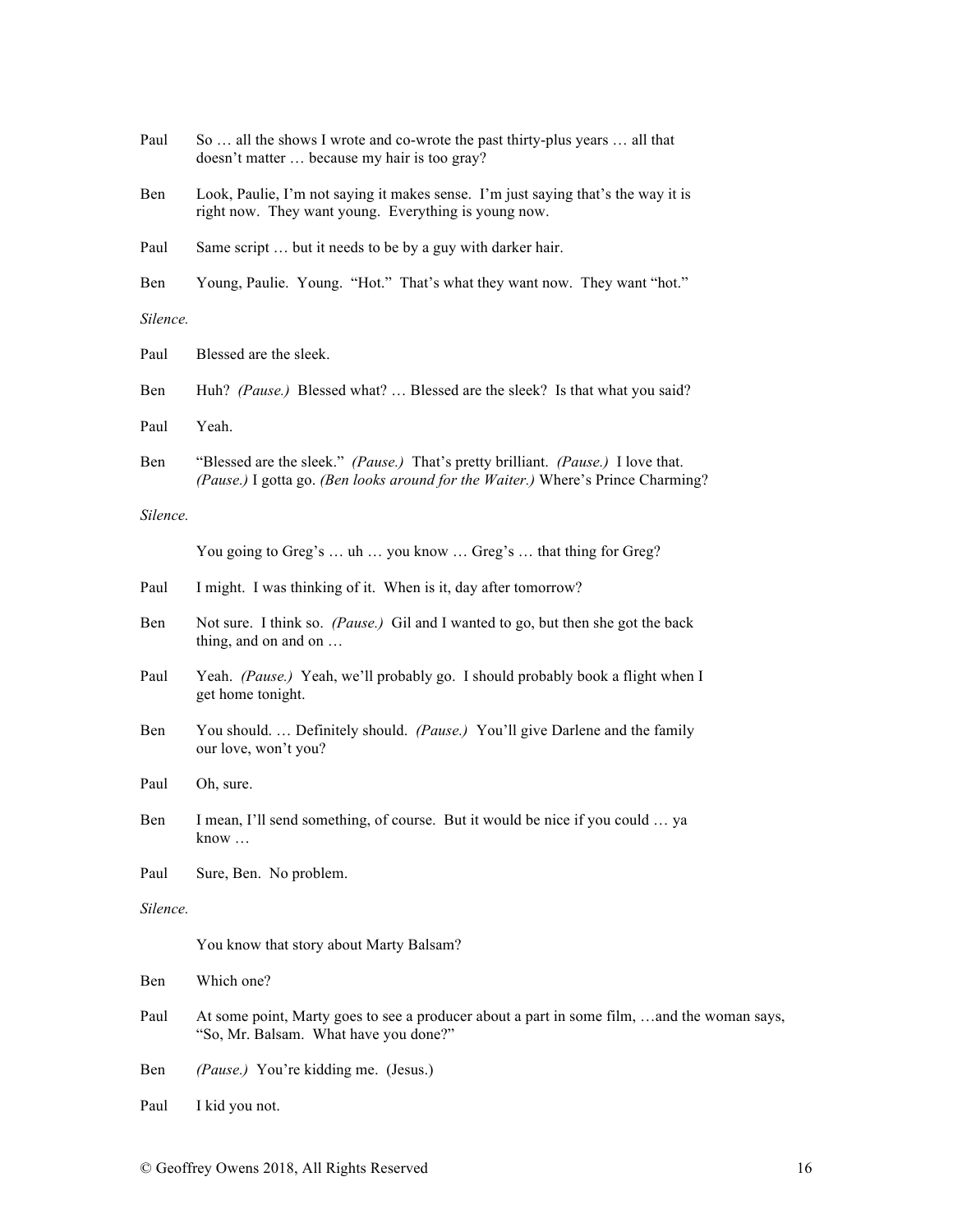Paul So … all the shows I wrote and co-wrote the past thirty-plus years … all that doesn't matter … because my hair is too gray?

Ben Look, Paulie, I'm not saying it makes sense. I'm just saying that's the way it is right now. They want young. Everything is young now.

Paul Same script … but it needs to be by a guy with darker hair.

Ben Young, Paulie. Young. "Hot." That's what they want now. They want "hot."

*Silence.*

Paul Blessed are the sleek.

Ben Huh? *(Pause.)* Blessed what? … Blessed are the sleek? Is that what you said?

Paul Yeah.

Ben "Blessed are the sleek." *(Pause.)* That's pretty brilliant. *(Pause.)* I love that. *(Pause.)* I gotta go. *(Ben looks around for the Waiter.)* Where's Prince Charming?

*Silence.*

You going to Greg's … uh … you know … Greg's … that thing for Greg?

Paul I might. I was thinking of it. When is it, day after tomorrow?

Ben Not sure. I think so. *(Pause.)* Gil and I wanted to go, but then she got the back thing, and on and on …

Paul Yeah. *(Pause.)* Yeah, we'll probably go. I should probably book a flight when I get home tonight.

Ben You should. … Definitely should. *(Pause.)* You'll give Darlene and the family our love, won't you?

Paul Oh, sure.

Ben I mean, I'll send something, of course. But it would be nice if you could … ya know …

Paul Sure, Ben. No problem.

*Silence.*

You know that story about Marty Balsam?

Ben Which one?

Paul At some point, Marty goes to see a producer about a part in some film, …and the woman says, "So, Mr. Balsam. What have you done?"

Ben *(Pause.)* You're kidding me. (Jesus.)

Paul I kid you not.

© Geoffrey Owens 2018, All Rights Reserved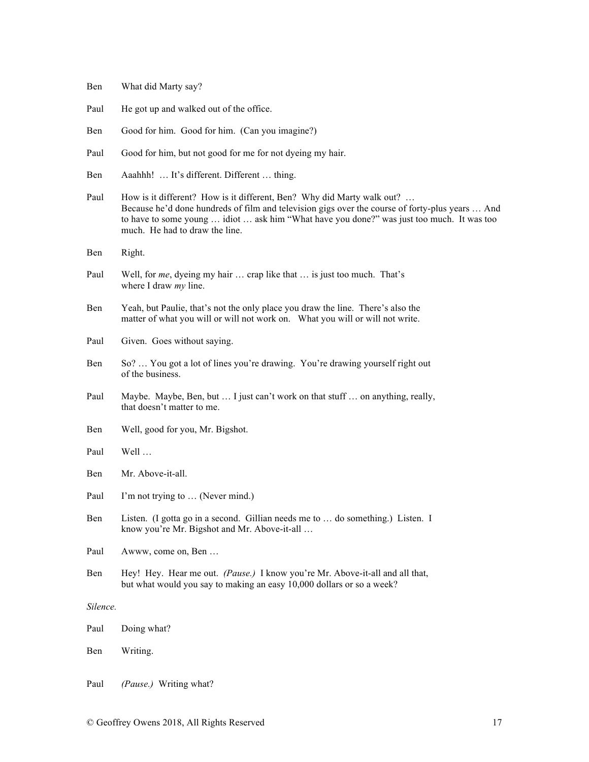Ben What did Marty say?

Paul He got up and walked out of the office.

Ben Good for him. Good for him. (Can you imagine?)

Paul Good for him, but not good for me for not dyeing my hair.

Ben Aaahhh! … It's different. Different … thing.

Paul How is it different? How is it different, Ben? Why did Marty walk out? … Because he'd done hundreds of film and television gigs over the course of forty-plus years … And to have to some young … idiot … ask him "What have you done?" was just too much. It was too much. He had to draw the line.

Ben Right.

Paul Well, for *me*, dyeing my hair … crap like that … is just too much. That's where I draw *my* line.

Ben Yeah, but Paulie, that's not the only place you draw the line. There's also the matter of what you will or will not work on. What you will or will not write.

Paul Given. Goes without saying.

Ben So? … You got a lot of lines you're drawing. You're drawing yourself right out of the business.

Paul Maybe. Maybe, Ben, but … I just can't work on that stuff … on anything, really, that doesn't matter to me.

Ben Well, good for you, Mr. Bigshot.

Paul Well …

Ben Mr. Above-it-all.

Paul I'm not trying to … (Never mind.)

Ben Listen. (I gotta go in a second. Gillian needs me to … do something.) Listen. I know you're Mr. Bigshot and Mr. Above-it-all …

Paul Awww, come on, Ben …

Ben Hey! Hey. Hear me out. *(Pause.)* I know you're Mr. Above-it-all and all that, but what would you say to making an easy 10,000 dollars or so a week?

*Silence.*

Paul Doing what?

Ben Writing.

Paul *(Pause.)* Writing what?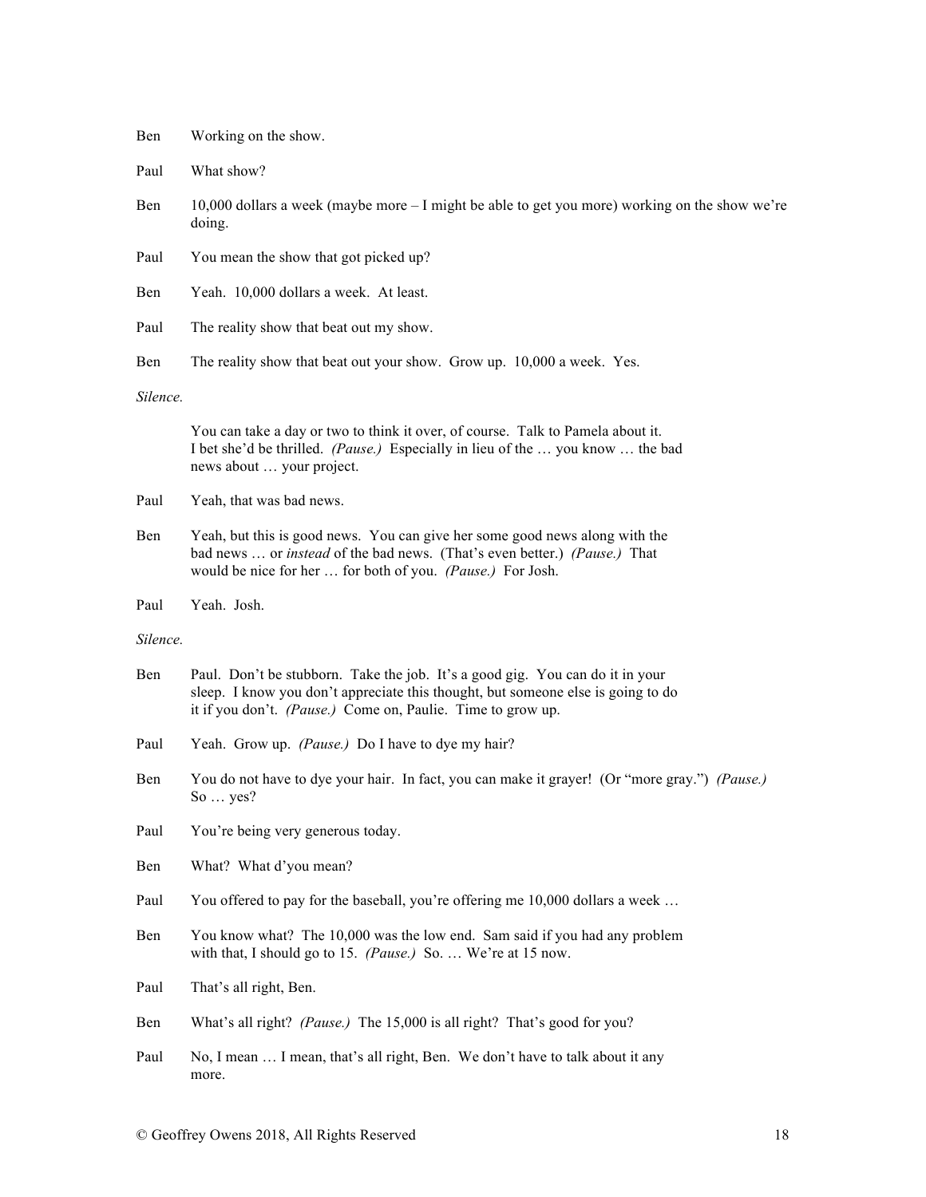Ben Working on the show.

Paul What show?

Ben 10,000 dollars a week (maybe more – I might be able to get you more) working on the show we're doing.

Paul You mean the show that got picked up?

Ben Yeah. 10,000 dollars a week. At least.

Paul The reality show that beat out my show.

Ben The reality show that beat out your show. Grow up. 10,000 a week. Yes.

*Silence.*

You can take a day or two to think it over, of course. Talk to Pamela about it. I bet she'd be thrilled. *(Pause.)* Especially in lieu of the … you know … the bad news about … your project.

Paul Yeah, that was bad news.

Ben Yeah, but this is good news. You can give her some good news along with the bad news … or *instead* of the bad news. (That's even better.) *(Pause.)* That would be nice for her … for both of you. *(Pause.)* For Josh.

Paul Yeah. Josh.

*Silence.*

Ben Paul. Don't be stubborn. Take the job. It's a good gig. You can do it in your sleep. I know you don't appreciate this thought, but someone else is going to do it if you don't. *(Pause.)* Come on, Paulie. Time to grow up.

Paul Yeah. Grow up. *(Pause.)* Do I have to dye my hair?

Ben You do not have to dye your hair. In fact, you can make it grayer! (Or "more gray.") *(Pause.)* So … yes?

Paul You're being very generous today.

Ben What? What d'you mean?

Paul You offered to pay for the baseball, you're offering me 10,000 dollars a week …

Ben You know what? The 10,000 was the low end. Sam said if you had any problem with that, I should go to 15. *(Pause.)* So. … We're at 15 now.

Paul That's all right, Ben.

Ben What's all right? *(Pause.)* The 15,000 is all right? That's good for you?

Paul No, I mean … I mean, that's all right, Ben. We don't have to talk about it any more.

© Geoffrey Owens 2018, All Rights Reserved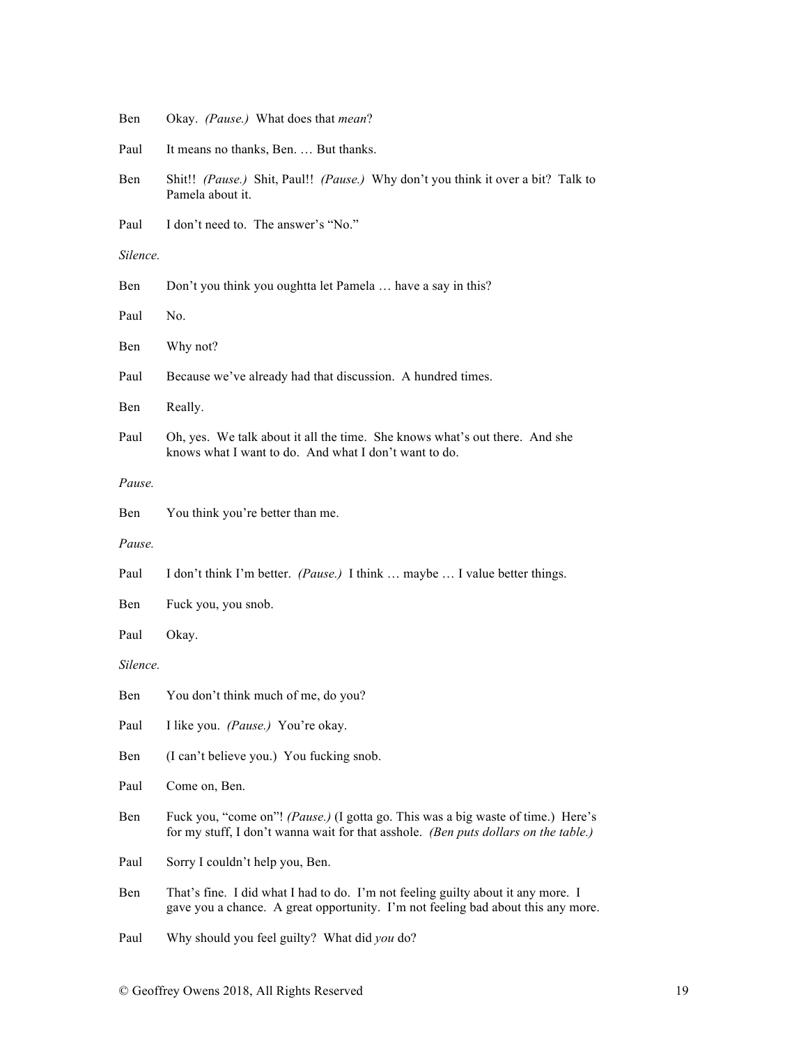Ben Okay. *(Pause.)* What does that *mean*?

Paul It means no thanks, Ben. … But thanks.

Ben Shit!! *(Pause.)* Shit, Paul!! *(Pause.)* Why don't you think it over a bit? Talk to Pamela about it.

Paul I don't need to. The answer's "No."

*Silence.*

Ben Don't you think you oughtta let Pamela … have a say in this?

Paul No.

Ben Why not?

Paul Because we've already had that discussion. A hundred times.

Ben Really.

Paul Oh, yes. We talk about it all the time. She knows what's out there. And she knows what I want to do. And what I don't want to do.

*Pause.*

Ben You think you're better than me.

*Pause.*

Paul I don't think I'm better. *(Pause.)* I think … maybe … I value better things.

Ben Fuck you, you snob.

Paul Okay.

*Silence.*

Ben You don't think much of me, do you?

Paul I like you. *(Pause.)* You're okay.

Ben (I can't believe you.) You fucking snob.

Paul Come on, Ben.

Ben Fuck you, "come on"! *(Pause.)* (I gotta go. This was a big waste of time.) Here's for my stuff, I don't wanna wait for that asshole. *(Ben puts dollars on the table.)*

Paul Sorry I couldn't help you, Ben.

Ben That's fine. I did what I had to do. I'm not feeling guilty about it any more. I gave you a chance. A great opportunity. I'm not feeling bad about this any more.

Paul Why should you feel guilty? What did *you* do?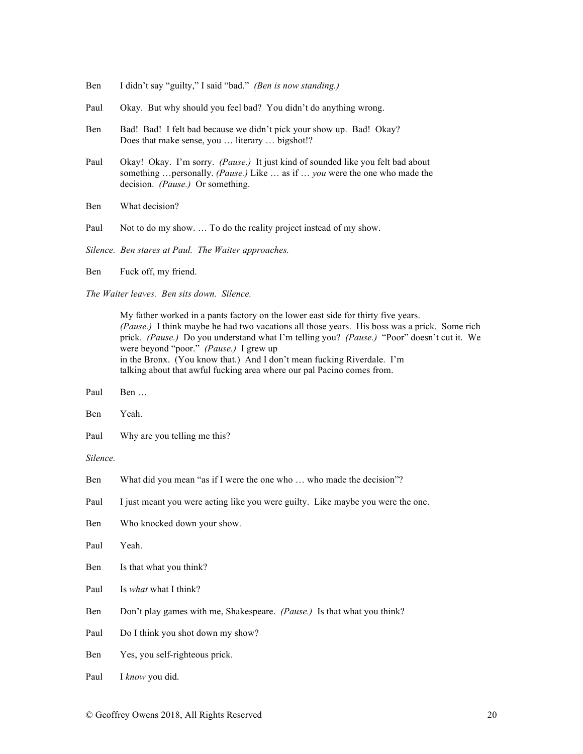Ben I didn't say "guilty," I said "bad." *(Ben is now standing.)*

Paul Okay. But why should you feel bad? You didn't do anything wrong.

Ben Bad! Bad! I felt bad because we didn't pick your show up. Bad! Okay? Does that make sense, you … literary … bigshot!?

Paul Okay! Okay. I'm sorry. *(Pause.)* It just kind of sounded like you felt bad about something …personally. *(Pause.)* Like … as if … *you* were the one who made the decision. *(Pause.)* Or something.

Ben What decision?

Paul Not to do my show. … To do the reality project instead of my show.

*Silence. Ben stares at Paul. The Waiter approaches.*

Ben Fuck off, my friend.

*The Waiter leaves. Ben sits down. Silence.*

My father worked in a pants factory on the lower east side for thirty five years. *(Pause.)* I think maybe he had two vacations all those years. His boss was a prick. Some rich prick. *(Pause.)* Do you understand what I'm telling you? *(Pause.)* "Poor" doesn't cut it. We were beyond "poor." *(Pause.)* I grew up in the Bronx. (You know that.) And I don't mean fucking Riverdale. I'm talking about that awful fucking area where our pal Pacino comes from.

Paul Ben …

Ben Yeah.

Paul Why are you telling me this?

*Silence.*

Ben What did you mean "as if I were the one who … who made the decision"?

Paul I just meant you were acting like you were guilty. Like maybe you were the one.

Ben Who knocked down your show.

Paul Yeah.

Ben Is that what you think?

Paul Is *what* what I think?

Ben Don't play games with me, Shakespeare. *(Pause.)* Is that what you think?

Paul Do I think you shot down my show?

Ben Yes, you self-righteous prick.

Paul I *know* you did.

© Geoffrey Owens 2018, All Rights Reserved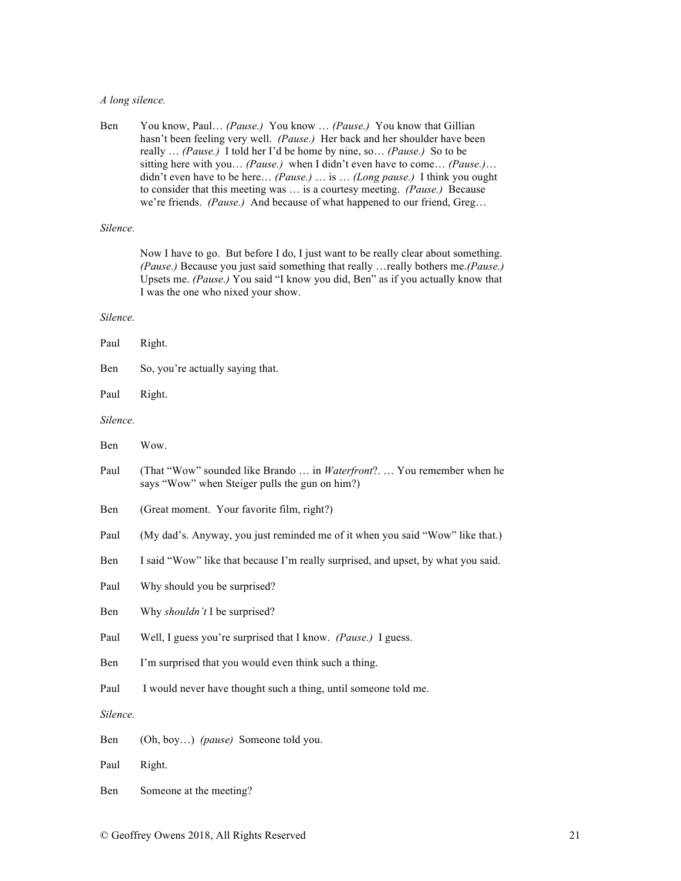*A long silence.*

Ben You know, Paul… *(Pause.)* You know … *(Pause.)* You know that Gillian hasn't been feeling very well. *(Pause.)* Her back and her shoulder have been really … *(Pause.)* I told her I'd be home by nine, so… *(Pause.)* So to be sitting here with you… *(Pause.)* when I didn't even have to come… *(Pause.)*… didn't even have to be here… *(Pause.)* … is … *(Long pause.)* I think you ought to consider that this meeting was … is a courtesy meeting. *(Pause.)* Because we're friends. *(Pause.)* And because of what happened to our friend, Greg…

*Silence.*

Now I have to go. But before I do, I just want to be really clear about something. *(Pause.)* Because you just said something that really …really bothers me.*(Pause.)* Upsets me. *(Pause.)* You said "I know you did, Ben" as if you actually know that I was the one who nixed your show.

*Silence.*

Paul Right.

Ben So, you're actually saying that.

Paul Right.

*Silence.*

Ben Wow.

Paul (That "Wow" sounded like Brando … in *Waterfront*?. … You remember when he says "Wow" when Steiger pulls the gun on him?)

Ben (Great moment. Your favorite film, right?)

Paul (My dad's. Anyway, you just reminded me of it when you said "Wow" like that.)

Ben I said "Wow" like that because I'm really surprised, and upset, by what you said.

Paul Why should you be surprised?

Ben Why *shouldn't* I be surprised?

Paul Well, I guess you're surprised that I know. *(Pause.)* I guess.

Ben I'm surprised that you would even think such a thing.

Paul I would never have thought such a thing, until someone told me.

*Silence.*

Ben (Oh, boy…) *(pause)* Someone told you.

Paul Right.

Ben Someone at the meeting?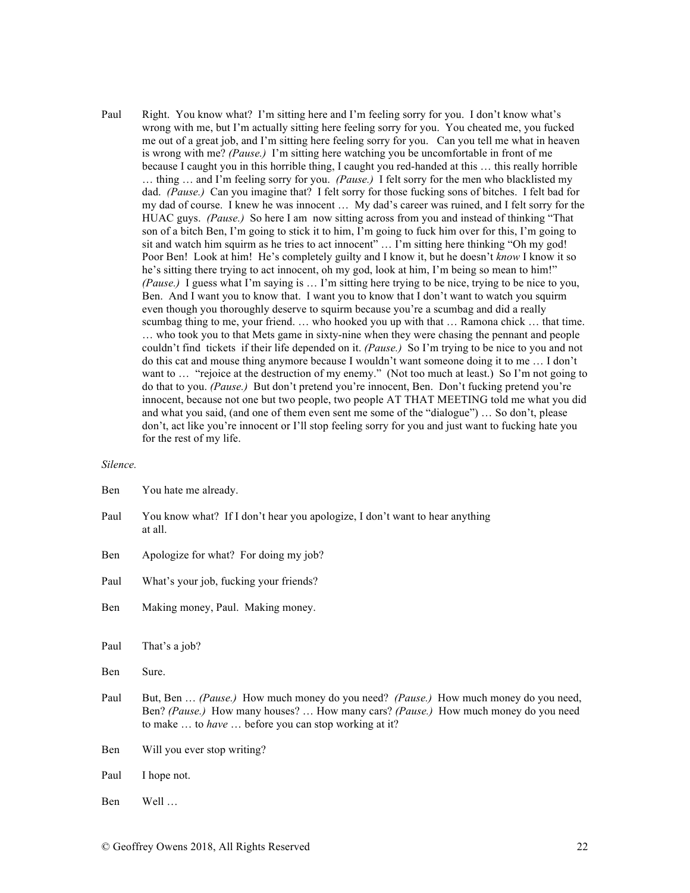Paul Right. You know what? I'm sitting here and I'm feeling sorry for you. I don't know what's wrong with me, but I'm actually sitting here feeling sorry for you. You cheated me, you fucked me out of a great job, and I'm sitting here feeling sorry for you. Can you tell me what in heaven is wrong with me? *(Pause.)* I'm sitting here watching you be uncomfortable in front of me because I caught you in this horrible thing, I caught you red-handed at this … this really horrible … thing … and I'm feeling sorry for you. *(Pause.)* I felt sorry for the men who blacklisted my dad. *(Pause.)* Can you imagine that? I felt sorry for those fucking sons of bitches. I felt bad for my dad of course. I knew he was innocent … My dad's career was ruined, and I felt sorry for the HUAC guys. *(Pause.)* So here I am now sitting across from you and instead of thinking "That son of a bitch Ben, I'm going to stick it to him, I'm going to fuck him over for this, I'm going to sit and watch him squirm as he tries to act innocent" … I'm sitting here thinking "Oh my god! Poor Ben! Look at him! He's completely guilty and I know it, but he doesn't *know* I know it so he's sitting there trying to act innocent, oh my god, look at him, I'm being so mean to him!" *(Pause.)* I guess what I'm saying is … I'm sitting here trying to be nice, trying to be nice to you, Ben. And I want you to know that. I want you to know that I don't want to watch you squirm even though you thoroughly deserve to squirm because you're a scumbag and did a really scumbag thing to me, your friend. … who hooked you up with that … Ramona chick … that time. … who took you to that Mets game in sixty-nine when they were chasing the pennant and people couldn't find tickets if their life depended on it. *(Pause.)* So I'm trying to be nice to you and not do this cat and mouse thing anymore because I wouldn't want someone doing it to me … I don't want to … "rejoice at the destruction of my enemy." (Not too much at least.) So I'm not going to do that to you. *(Pause.)* But don't pretend you're innocent, Ben. Don't fucking pretend you're innocent, because not one but two people, two people AT THAT MEETING told me what you did and what you said, (and one of them even sent me some of the "dialogue") … So don't, please don't, act like you're innocent or I'll stop feeling sorry for you and just want to fucking hate you for the rest of my life.

*Silence.*

Ben You hate me already.

Paul You know what? If I don't hear you apologize, I don't want to hear anything at all.

Ben Apologize for what? For doing my job?

Paul What's your job, fucking your friends?

Ben Making money, Paul. Making money.

Paul That's a job?

Ben Sure.

Paul But, Ben … *(Pause.)* How much money do you need? *(Pause.)* How much money do you need, Ben? *(Pause.)* How many houses? … How many cars? *(Pause.)* How much money do you need to make … to *have* … before you can stop working at it?

Ben Will you ever stop writing?

Paul I hope not.

Ben Well …

© Geoffrey Owens 2018, All Rights Reserved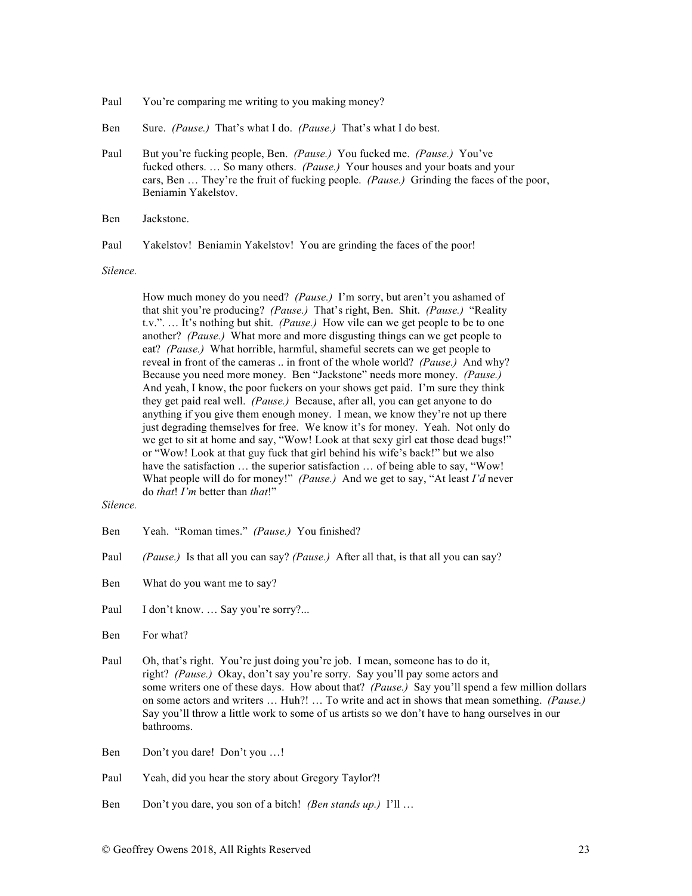Paul You're comparing me writing to you making money?

Ben Sure. *(Pause.)* That's what I do. *(Pause.)* That's what I do best.

Paul But you're fucking people, Ben. *(Pause.)* You fucked me. *(Pause.)* You've fucked others. … So many others. *(Pause.)* Your houses and your boats and your cars, Ben … They're the fruit of fucking people. *(Pause.)* Grinding the faces of the poor, Beniamin Yakelstov.

Ben Jackstone.

Paul Yakelstov! Beniamin Yakelstov! You are grinding the faces of the poor!

*Silence.*

How much money do you need? *(Pause.)* I'm sorry, but aren't you ashamed of that shit you're producing? *(Pause.)* That's right, Ben. Shit. *(Pause.)* "Reality t.v.". … It's nothing but shit. *(Pause.)* How vile can we get people to be to one another? *(Pause.)* What more and more disgusting things can we get people to eat? *(Pause.)* What horrible, harmful, shameful secrets can we get people to reveal in front of the cameras .. in front of the whole world? *(Pause.)* And why? Because you need more money. Ben "Jackstone" needs more money. *(Pause.)* And yeah, I know, the poor fuckers on your shows get paid. I'm sure they think they get paid real well. *(Pause.)* Because, after all, you can get anyone to do anything if you give them enough money. I mean, we know they're not up there just degrading themselves for free. We know it's for money. Yeah. Not only do we get to sit at home and say, "Wow! Look at that sexy girl eat those dead bugs!" or "Wow! Look at that guy fuck that girl behind his wife's back!" but we also have the satisfaction … the superior satisfaction … of being able to say, "Wow! What people will do for money!" *(Pause.)* And we get to say, "At least *I'd* never do *that*! *I'm* better than *that*!"

*Silence.*

Ben Yeah. "Roman times." *(Pause.)* You finished?

Paul *(Pause.)* Is that all you can say? *(Pause.)* After all that, is that all you can say?

Ben What do you want me to say?

Paul I don't know. … Say you're sorry?...

Ben For what?

Paul Oh, that's right. You're just doing you're job. I mean, someone has to do it, right? *(Pause.)* Okay, don't say you're sorry. Say you'll pay some actors and some writers one of these days. How about that? *(Pause.)* Say you'll spend a few million dollars on some actors and writers … Huh?! … To write and act in shows that mean something. *(Pause.)* Say you'll throw a little work to some of us artists so we don't have to hang ourselves in our bathrooms.

Ben Don't you dare! Don't you …!

Paul Yeah, did you hear the story about Gregory Taylor?!

Ben Don't you dare, you son of a bitch! *(Ben stands up.)* I'll …

© Geoffrey Owens 2018, All Rights Reserved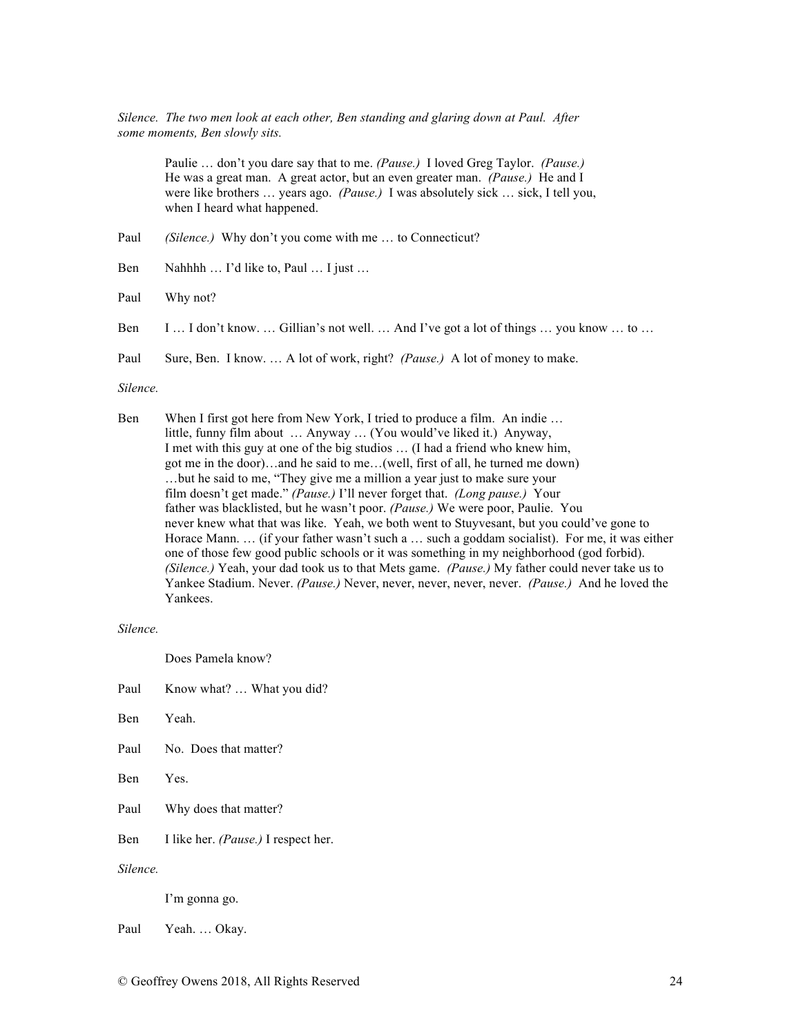*Silence. The two men look at each other, Ben standing and glaring down at Paul. After some moments, Ben slowly sits.*

Paulie … don't you dare say that to me. *(Pause.)* I loved Greg Taylor. *(Pause.)* He was a great man. A great actor, but an even greater man. *(Pause.)* He and I were like brothers … years ago. *(Pause.)* I was absolutely sick … sick, I tell you, when I heard what happened.

Paul *(Silence.)* Why don't you come with me … to Connecticut?

Ben Nahhhh … I'd like to, Paul … I just …

Paul Why not?

Ben I … I don't know. … Gillian's not well. … And I've got a lot of things … you know … to …

Paul Sure, Ben. I know. … A lot of work, right? *(Pause.)* A lot of money to make.

*Silence.*

Ben When I first got here from New York, I tried to produce a film. An indie … little, funny film about … Anyway … (You would've liked it.) Anyway, I met with this guy at one of the big studios … (I had a friend who knew him, got me in the door)…and he said to me…(well, first of all, he turned me down) …but he said to me, "They give me a million a year just to make sure your film doesn't get made." *(Pause.)* I'll never forget that. *(Long pause.)* Your father was blacklisted, but he wasn't poor. *(Pause.)* We were poor, Paulie. You never knew what that was like. Yeah, we both went to Stuyvesant, but you could've gone to Horace Mann. … (if your father wasn't such a … such a goddam socialist). For me, it was either one of those few good public schools or it was something in my neighborhood (god forbid). *(Silence.)* Yeah, your dad took us to that Mets game. *(Pause.)* My father could never take us to Yankee Stadium. Never. *(Pause.)* Never, never, never, never, never. *(Pause.)* And he loved the Yankees.

*Silence.*

Does Pamela know?

Paul Know what? … What you did?

Ben Yeah.

Paul No. Does that matter?

Ben Yes.

Paul Why does that matter?

Ben I like her. *(Pause.)* I respect her.

*Silence.*

I'm gonna go.

Paul Yeah. … Okay.

© Geoffrey Owens 2018, All Rights Reserved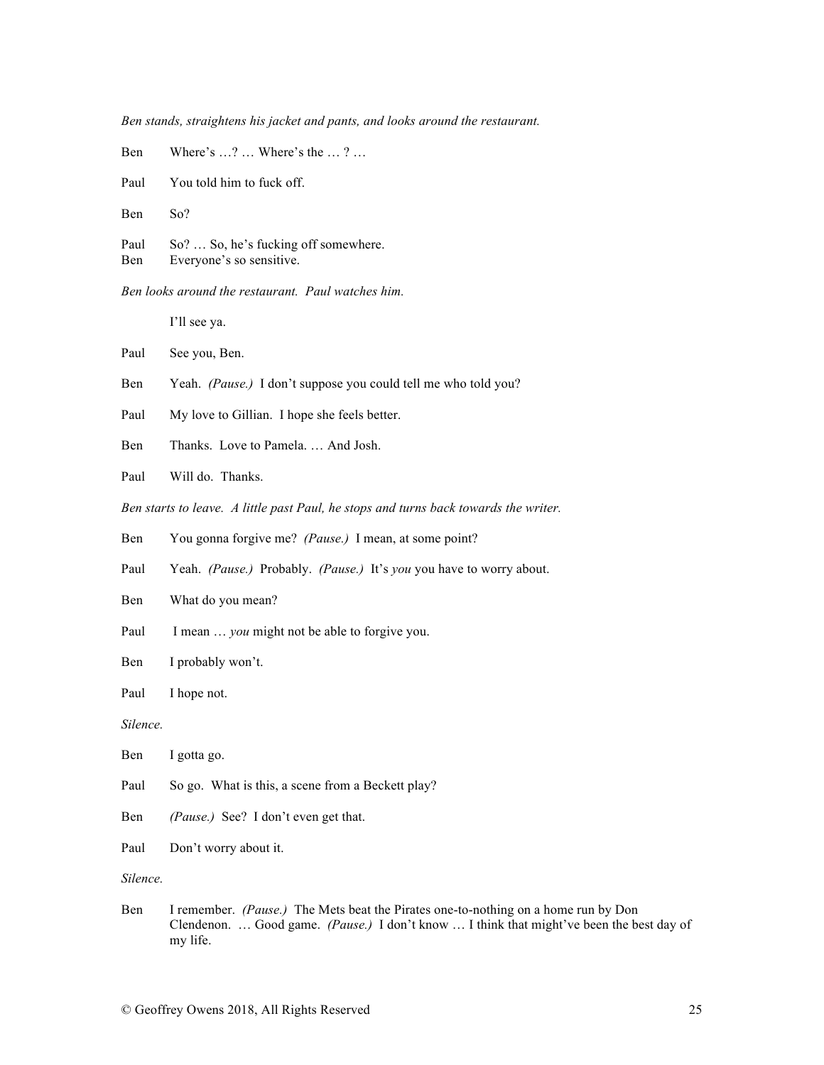*Ben stands, straightens his jacket and pants, and looks around the restaurant.*

Ben  Where's …? … Where's the … ? …

Paul  You told him to fuck off.

Ben  So?

Paul  So? … So, he's fucking off somewhere.
Ben  Everyone's so sensitive.

*Ben looks around the restaurant. Paul watches him.*

I'll see ya.

Paul  See you, Ben.

Ben  Yeah. *(Pause.)* I don't suppose you could tell me who told you?

Paul  My love to Gillian. I hope she feels better.

Ben  Thanks. Love to Pamela. … And Josh.

Paul  Will do. Thanks.

*Ben starts to leave. A little past Paul, he stops and turns back towards the writer.*

Ben  You gonna forgive me? *(Pause.)* I mean, at some point?

Paul  Yeah. *(Pause.)* Probably. *(Pause.)* It's *you* you have to worry about.

Ben  What do you mean?

Paul  I mean … *you* might not be able to forgive you.

Ben  I probably won't.

Paul  I hope not.

*Silence.*

Ben  I gotta go.

Paul  So go. What is this, a scene from a Beckett play?

Ben  *(Pause.)* See? I don't even get that.

Paul  Don't worry about it.

*Silence.*

Ben  I remember. *(Pause.)* The Mets beat the Pirates one-to-nothing on a home run by Don Clendenon. … Good game. *(Pause.)* I don't know … I think that might've been the best day of my life.

© Geoffrey Owens 2018, All Rights Reserved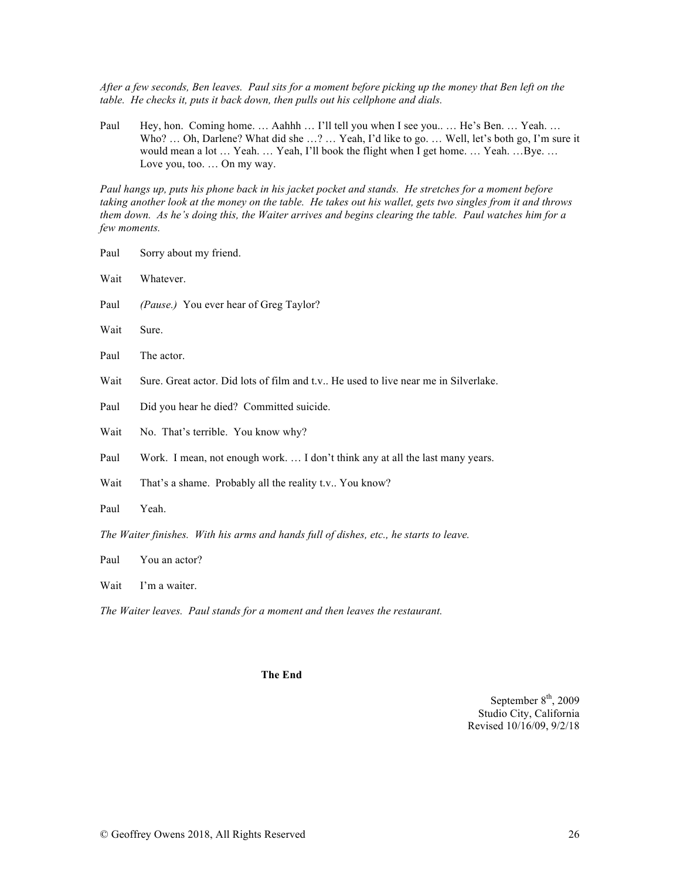*After a few seconds, Ben leaves. Paul sits for a moment before picking up the money that Ben left on the table. He checks it, puts it back down, then pulls out his cellphone and dials.*

Paul Hey, hon. Coming home. … Aahhh … I'll tell you when I see you.. … He's Ben. … Yeah. … Who? … Oh, Darlene? What did she …? … Yeah, I'd like to go. … Well, let's both go, I'm sure it would mean a lot … Yeah. … Yeah, I'll book the flight when I get home. … Yeah. …Bye. … Love you, too. … On my way.

*Paul hangs up, puts his phone back in his jacket pocket and stands. He stretches for a moment before taking another look at the money on the table. He takes out his wallet, gets two singles from it and throws them down. As he's doing this, the Waiter arrives and begins clearing the table. Paul watches him for a few moments.*

Paul Sorry about my friend.

Wait Whatever.

Paul *(Pause.)* You ever hear of Greg Taylor?

Wait Sure.

Paul The actor.

Wait Sure. Great actor. Did lots of film and t.v.. He used to live near me in Silverlake.

Paul Did you hear he died? Committed suicide.

Wait No. That's terrible. You know why?

Paul Work. I mean, not enough work. … I don't think any at all the last many years.

Wait That's a shame. Probably all the reality t.v.. You know?

Paul Yeah.

*The Waiter finishes. With his arms and hands full of dishes, etc., he starts to leave.*

Paul You an actor?

Wait I'm a waiter.

*The Waiter leaves. Paul stands for a moment and then leaves the restaurant.*

**The End**

September 8th, 2009
Studio City, California
Revised 10/16/09, 9/2/18

© Geoffrey Owens 2018, All Rights Reserved